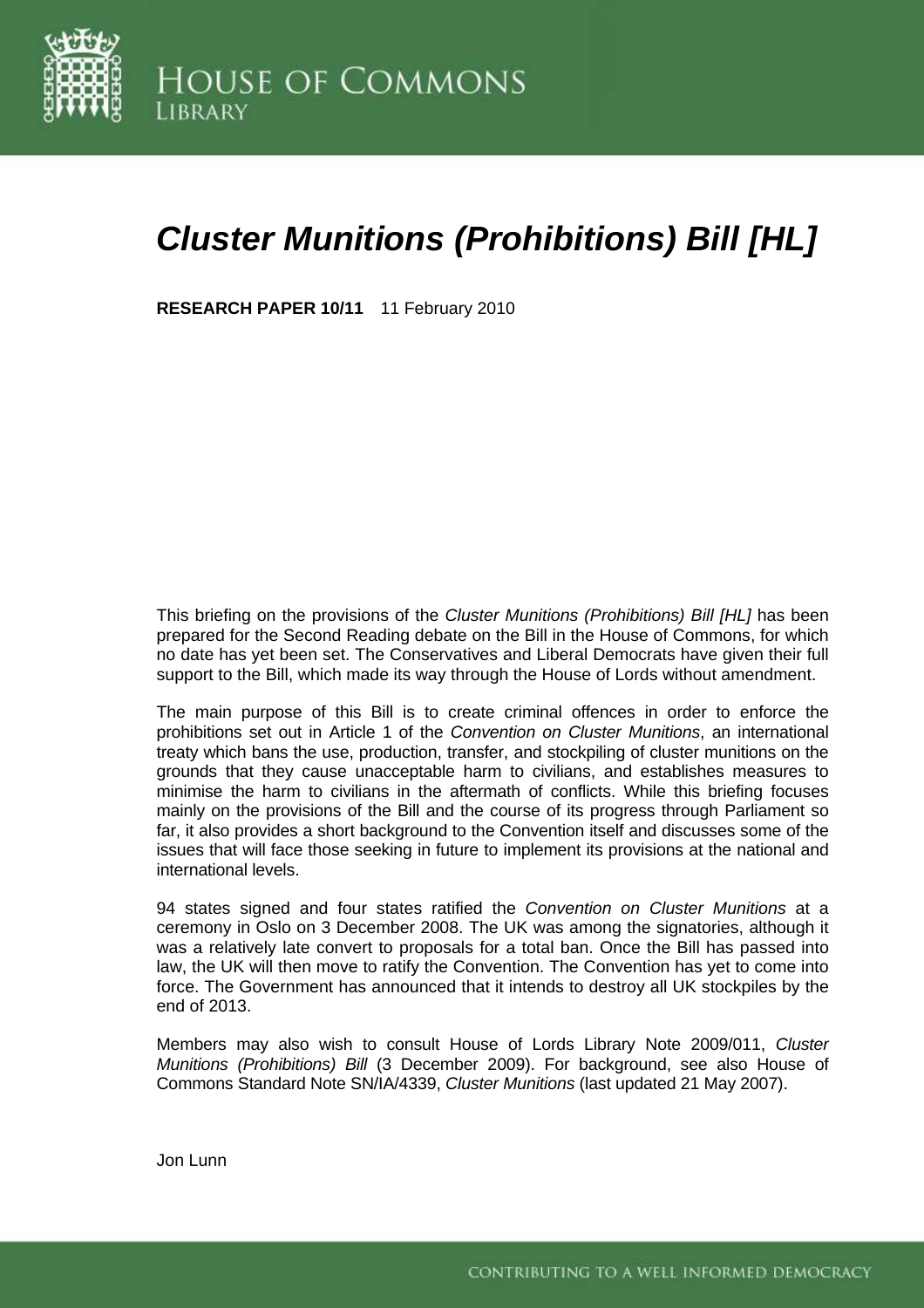House of Commons Library

# *Cluster Munitions (Prohibitions) Bill [HL]*

**RESEARCH PAPER 10/11** 11 February 2010

This briefing on the provisions of the *Cluster Munitions (Prohibitions) Bill [HL]* has been prepared for the Second Reading debate on the Bill in the House of Commons, for which no date has yet been set. The Conservatives and Liberal Democrats have given their full support to the Bill, which made its way through the House of Lords without amendment.

The main purpose of this Bill is to create criminal offences in order to enforce the prohibitions set out in Article 1 of the *Convention on Cluster Munitions*, an international treaty which bans the use, production, transfer, and stockpiling of cluster munitions on the grounds that they cause unacceptable harm to civilians, and establishes measures to minimise the harm to civilians in the aftermath of conflicts. While this briefing focuses mainly on the provisions of the Bill and the course of its progress through Parliament so far, it also provides a short background to the Convention itself and discusses some of the issues that will face those seeking in future to implement its provisions at the national and international levels.

94 states signed and four states ratified the *Convention on Cluster Munitions* at a ceremony in Oslo on 3 December 2008. The UK was among the signatories, although it was a relatively late convert to proposals for a total ban. Once the Bill has passed into law, the UK will then move to ratify the Convention. The Convention has yet to come into force. The Government has announced that it intends to destroy all UK stockpiles by the end of 2013.

Members may also wish to consult House of Lords Library Note 2009/011, *Cluster Munitions (Prohibitions) Bill* (3 December 2009). For background, see also House of Commons Standard Note SN/IA/4339, *Cluster Munitions* (last updated 21 May 2007).

Jon Lunn

CONTRIBUTING TO A WELL INFORMED DEMOCRACY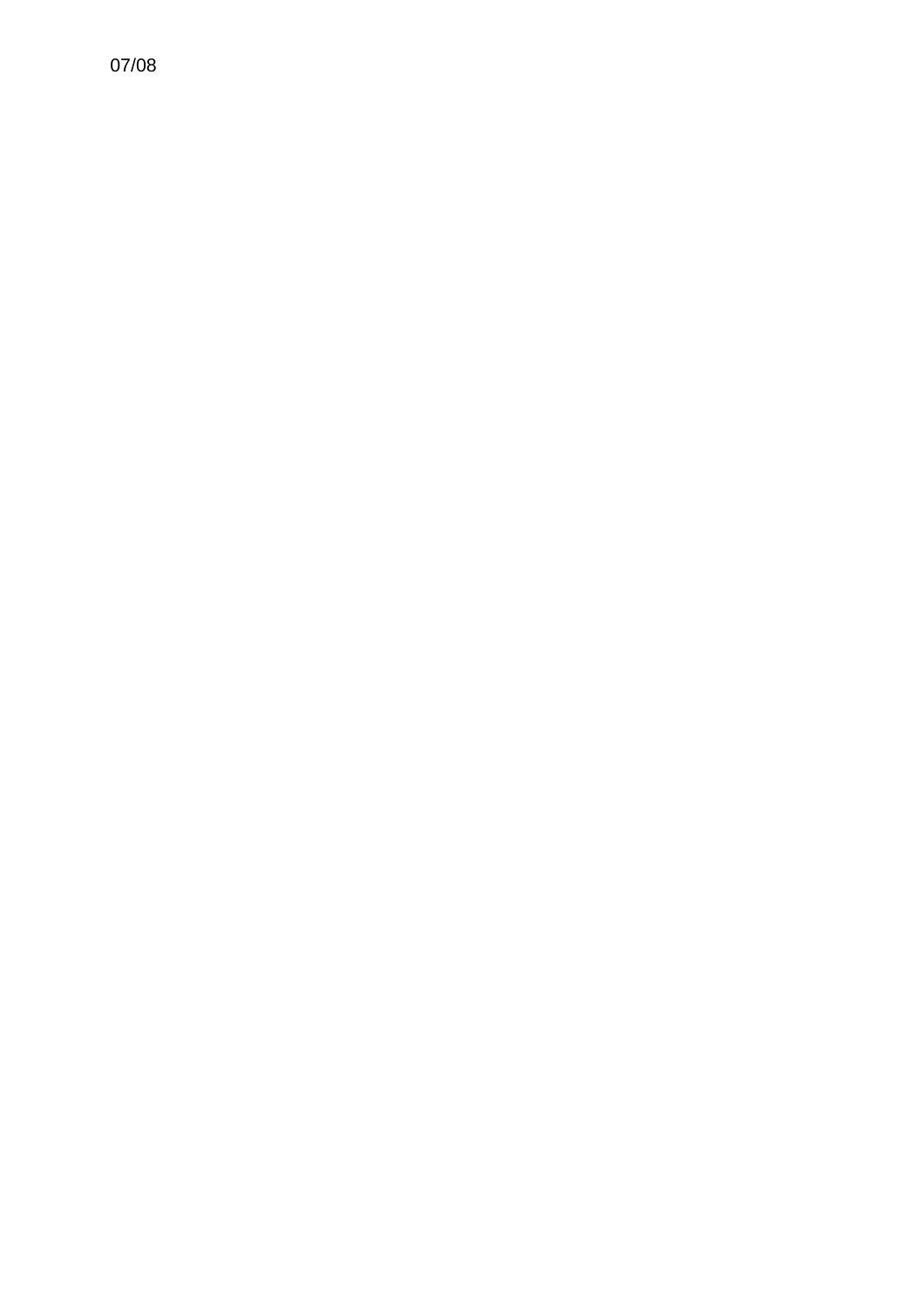07/08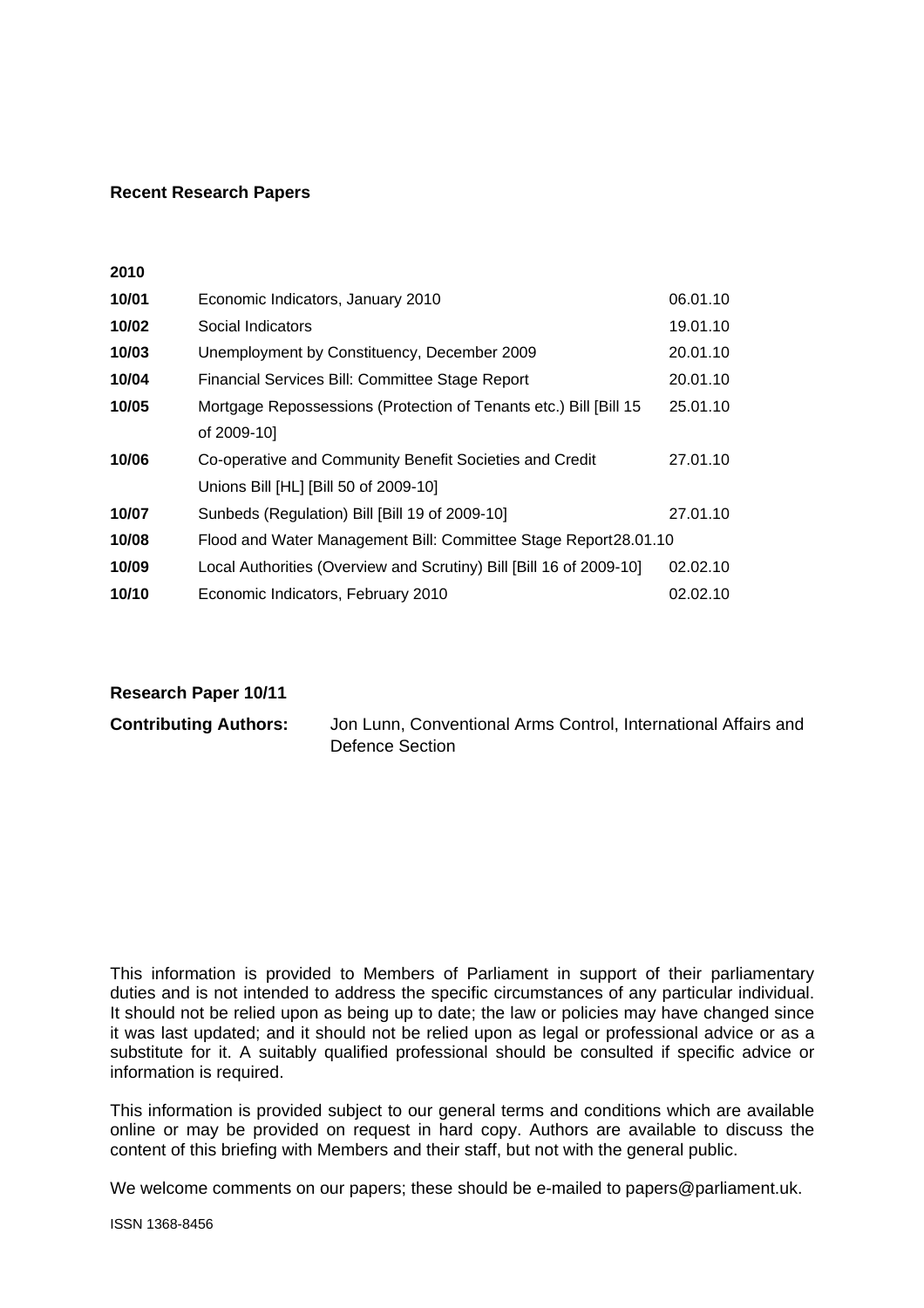**Recent Research Papers**

| 2010 | | |
|---|---|---|
| **10/01** | Economic Indicators, January 2010 | 06.01.10 |
| **10/02** | Social Indicators | 19.01.10 |
| **10/03** | Unemployment by Constituency, December 2009 | 20.01.10 |
| **10/04** | Financial Services Bill: Committee Stage Report | 20.01.10 |
| **10/05** | Mortgage Repossessions (Protection of Tenants etc.) Bill [Bill 15 of 2009-10] | 25.01.10 |
| **10/06** | Co-operative and Community Benefit Societies and Credit Unions Bill [HL] [Bill 50 of 2009-10] | 27.01.10 |
| **10/07** | Sunbeds (Regulation) Bill [Bill 19 of 2009-10] | 27.01.10 |
| **10/08** | Flood and Water Management Bill: Committee Stage Report | 28.01.10 |
| **10/09** | Local Authorities (Overview and Scrutiny) Bill [Bill 16 of 2009-10] | 02.02.10 |
| **10/10** | Economic Indicators, February 2010 | 02.02.10 |

**Research Paper 10/11**

**Contributing Authors:** Jon Lunn, Conventional Arms Control, International Affairs and Defence Section

This information is provided to Members of Parliament in support of their parliamentary duties and is not intended to address the specific circumstances of any particular individual. It should not be relied upon as being up to date; the law or policies may have changed since it was last updated; and it should not be relied upon as legal or professional advice or as a substitute for it. A suitably qualified professional should be consulted if specific advice or information is required.

This information is provided subject to our general terms and conditions which are available online or may be provided on request in hard copy. Authors are available to discuss the content of this briefing with Members and their staff, but not with the general public.

We welcome comments on our papers; these should be e-mailed to papers@parliament.uk.

ISSN 1368-8456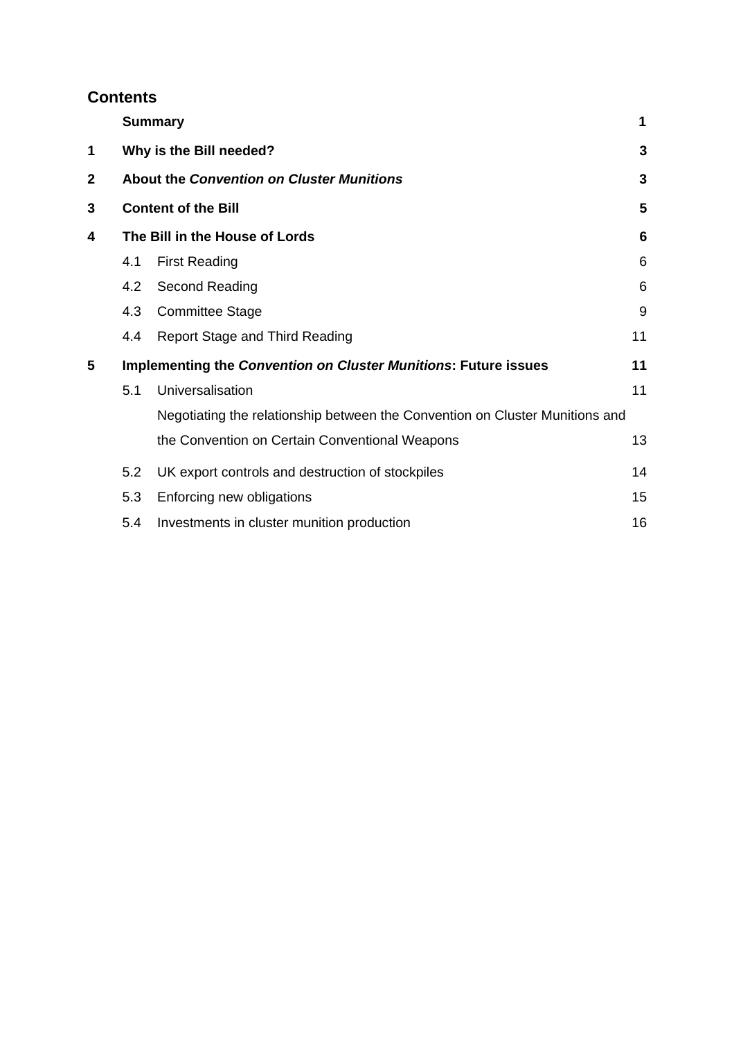## Contents

| | | | |
|---|---|---|---|
| | **Summary** | | **1** |
| **1** | **Why is the Bill needed?** | | **3** |
| **2** | **About the *Convention on Cluster Munitions*** | | **3** |
| **3** | **Content of the Bill** | | **5** |
| **4** | **The Bill in the House of Lords** | | **6** |
| | 4.1 | First Reading | 6 |
| | 4.2 | Second Reading | 6 |
| | 4.3 | Committee Stage | 9 |
| | 4.4 | Report Stage and Third Reading | 11 |
| **5** | **Implementing the *Convention on Cluster Munitions*: Future issues** | | **11** |
| | 5.1 | Universalisation | 11 |
| | | Negotiating the relationship between the Convention on Cluster Munitions and the Convention on Certain Conventional Weapons | 13 |
| | 5.2 | UK export controls and destruction of stockpiles | 14 |
| | 5.3 | Enforcing new obligations | 15 |
| | 5.4 | Investments in cluster munition production | 16 |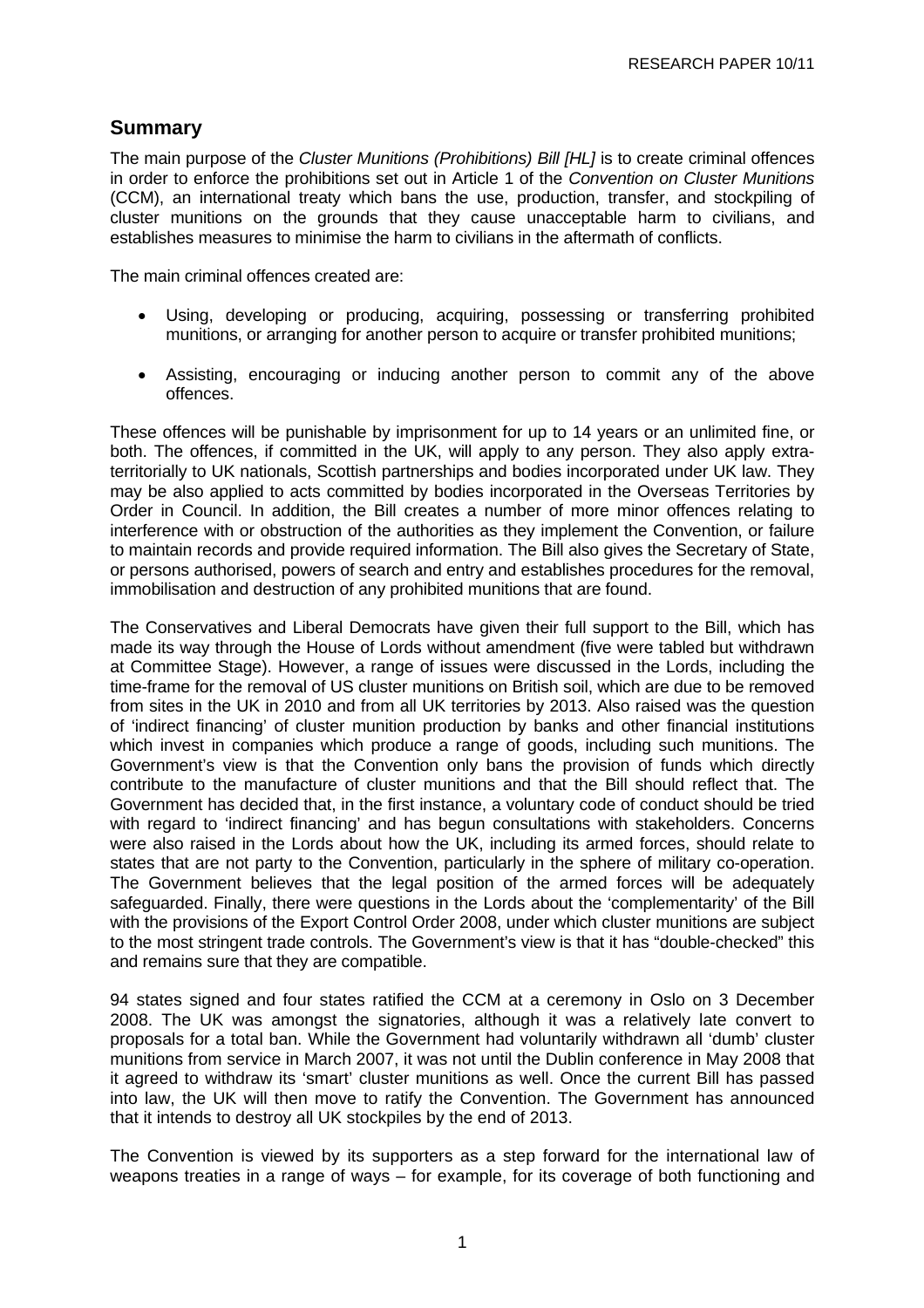## Summary

The main purpose of the *Cluster Munitions (Prohibitions) Bill [HL]* is to create criminal offences in order to enforce the prohibitions set out in Article 1 of the *Convention on Cluster Munitions* (CCM), an international treaty which bans the use, production, transfer, and stockpiling of cluster munitions on the grounds that they cause unacceptable harm to civilians, and establishes measures to minimise the harm to civilians in the aftermath of conflicts.

The main criminal offences created are:

- Using, developing or producing, acquiring, possessing or transferring prohibited munitions, or arranging for another person to acquire or transfer prohibited munitions;
- Assisting, encouraging or inducing another person to commit any of the above offences.

These offences will be punishable by imprisonment for up to 14 years or an unlimited fine, or both. The offences, if committed in the UK, will apply to any person. They also apply extra-territorially to UK nationals, Scottish partnerships and bodies incorporated under UK law. They may be also applied to acts committed by bodies incorporated in the Overseas Territories by Order in Council. In addition, the Bill creates a number of more minor offences relating to interference with or obstruction of the authorities as they implement the Convention, or failure to maintain records and provide required information. The Bill also gives the Secretary of State, or persons authorised, powers of search and entry and establishes procedures for the removal, immobilisation and destruction of any prohibited munitions that are found.

The Conservatives and Liberal Democrats have given their full support to the Bill, which has made its way through the House of Lords without amendment (five were tabled but withdrawn at Committee Stage). However, a range of issues were discussed in the Lords, including the time-frame for the removal of US cluster munitions on British soil, which are due to be removed from sites in the UK in 2010 and from all UK territories by 2013. Also raised was the question of 'indirect financing' of cluster munition production by banks and other financial institutions which invest in companies which produce a range of goods, including such munitions. The Government's view is that the Convention only bans the provision of funds which directly contribute to the manufacture of cluster munitions and that the Bill should reflect that. The Government has decided that, in the first instance, a voluntary code of conduct should be tried with regard to 'indirect financing' and has begun consultations with stakeholders. Concerns were also raised in the Lords about how the UK, including its armed forces, should relate to states that are not party to the Convention, particularly in the sphere of military co-operation. The Government believes that the legal position of the armed forces will be adequately safeguarded. Finally, there were questions in the Lords about the 'complementarity' of the Bill with the provisions of the Export Control Order 2008, under which cluster munitions are subject to the most stringent trade controls. The Government's view is that it has "double-checked" this and remains sure that they are compatible.

94 states signed and four states ratified the CCM at a ceremony in Oslo on 3 December 2008. The UK was amongst the signatories, although it was a relatively late convert to proposals for a total ban. While the Government had voluntarily withdrawn all 'dumb' cluster munitions from service in March 2007, it was not until the Dublin conference in May 2008 that it agreed to withdraw its 'smart' cluster munitions as well. Once the current Bill has passed into law, the UK will then move to ratify the Convention. The Government has announced that it intends to destroy all UK stockpiles by the end of 2013.

The Convention is viewed by its supporters as a step forward for the international law of weapons treaties in a range of ways – for example, for its coverage of both functioning and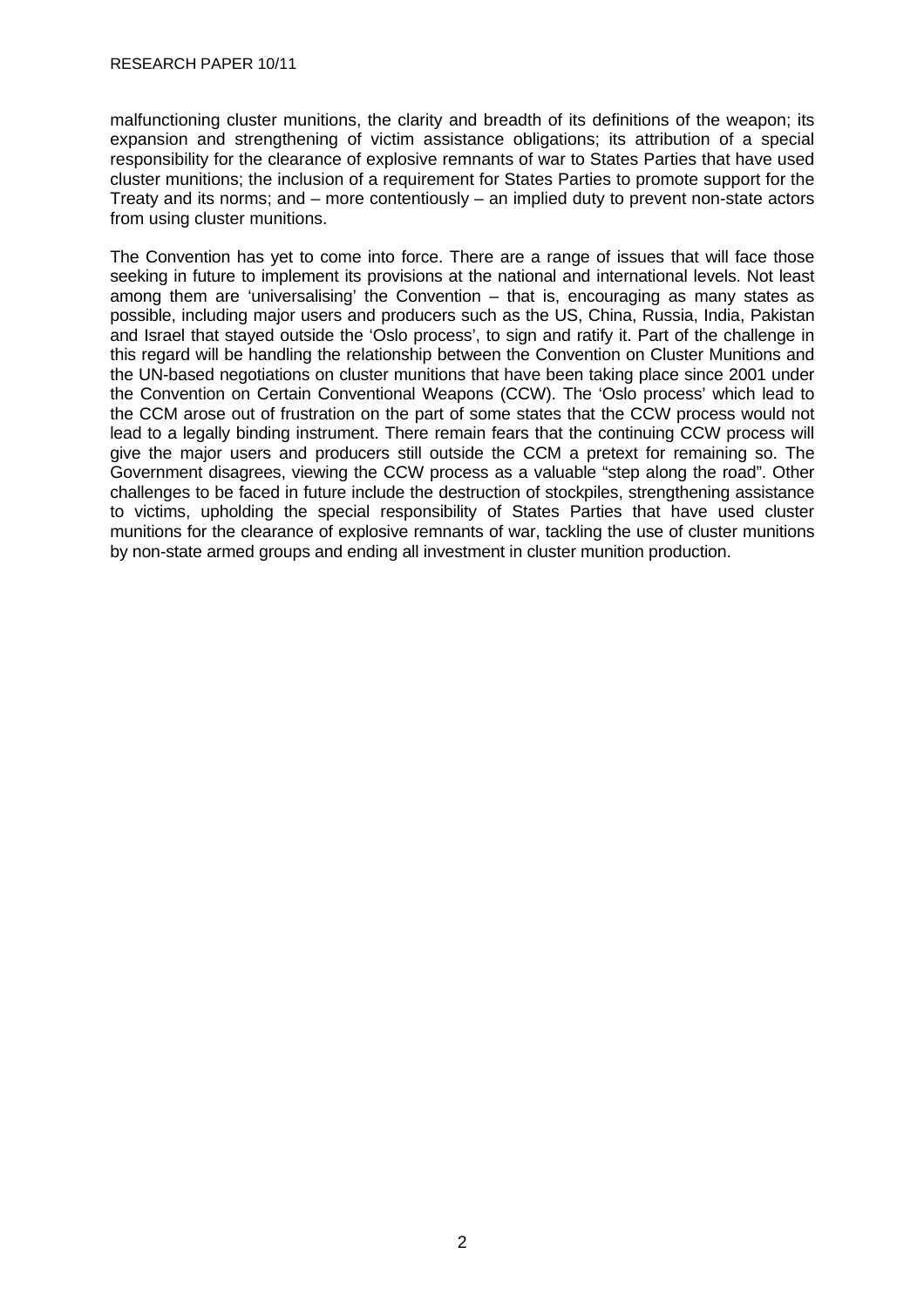malfunctioning cluster munitions, the clarity and breadth of its definitions of the weapon; its expansion and strengthening of victim assistance obligations; its attribution of a special responsibility for the clearance of explosive remnants of war to States Parties that have used cluster munitions; the inclusion of a requirement for States Parties to promote support for the Treaty and its norms; and – more contentiously – an implied duty to prevent non-state actors from using cluster munitions.

The Convention has yet to come into force. There are a range of issues that will face those seeking in future to implement its provisions at the national and international levels. Not least among them are 'universalising' the Convention – that is, encouraging as many states as possible, including major users and producers such as the US, China, Russia, India, Pakistan and Israel that stayed outside the 'Oslo process', to sign and ratify it. Part of the challenge in this regard will be handling the relationship between the Convention on Cluster Munitions and the UN-based negotiations on cluster munitions that have been taking place since 2001 under the Convention on Certain Conventional Weapons (CCW). The 'Oslo process' which lead to the CCM arose out of frustration on the part of some states that the CCW process would not lead to a legally binding instrument. There remain fears that the continuing CCW process will give the major users and producers still outside the CCM a pretext for remaining so. The Government disagrees, viewing the CCW process as a valuable "step along the road". Other challenges to be faced in future include the destruction of stockpiles, strengthening assistance to victims, upholding the special responsibility of States Parties that have used cluster munitions for the clearance of explosive remnants of war, tackling the use of cluster munitions by non-state armed groups and ending all investment in cluster munition production.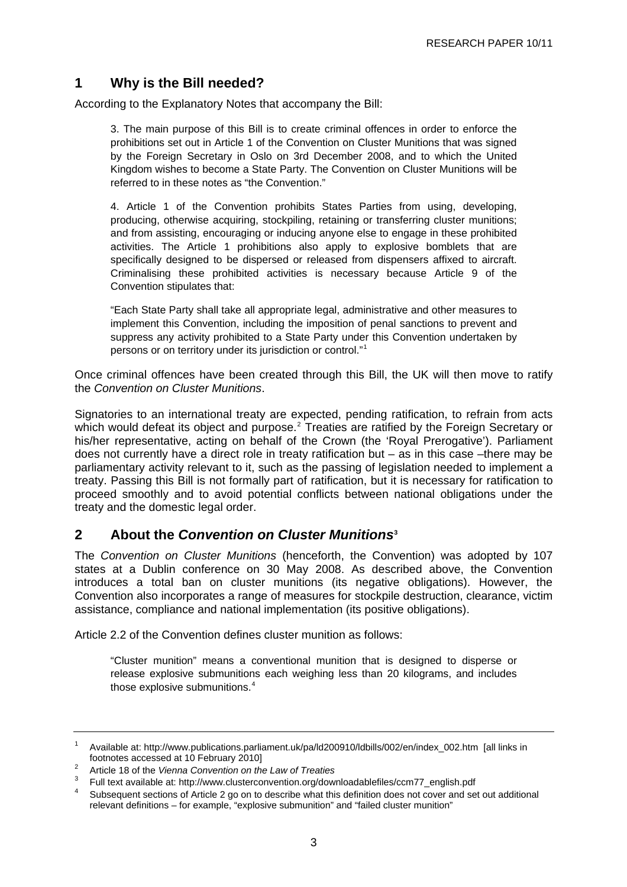## 1 Why is the Bill needed?

According to the Explanatory Notes that accompany the Bill:

> 3. The main purpose of this Bill is to create criminal offences in order to enforce the prohibitions set out in Article 1 of the Convention on Cluster Munitions that was signed by the Foreign Secretary in Oslo on 3rd December 2008, and to which the United Kingdom wishes to become a State Party. The Convention on Cluster Munitions will be referred to in these notes as "the Convention."
>
> 4. Article 1 of the Convention prohibits States Parties from using, developing, producing, otherwise acquiring, stockpiling, retaining or transferring cluster munitions; and from assisting, encouraging or inducing anyone else to engage in these prohibited activities. The Article 1 prohibitions also apply to explosive bomblets that are specifically designed to be dispersed or released from dispensers affixed to aircraft. Criminalising these prohibited activities is necessary because Article 9 of the Convention stipulates that:
>
> "Each State Party shall take all appropriate legal, administrative and other measures to implement this Convention, including the imposition of penal sanctions to prevent and suppress any activity prohibited to a State Party under this Convention undertaken by persons or on territory under its jurisdiction or control."[1]

Once criminal offences have been created through this Bill, the UK will then move to ratify the *Convention on Cluster Munitions*.

Signatories to an international treaty are expected, pending ratification, to refrain from acts which would defeat its object and purpose.[2] Treaties are ratified by the Foreign Secretary or his/her representative, acting on behalf of the Crown (the 'Royal Prerogative'). Parliament does not currently have a direct role in treaty ratification but – as in this case –there may be parliamentary activity relevant to it, such as the passing of legislation needed to implement a treaty. Passing this Bill is not formally part of ratification, but it is necessary for ratification to proceed smoothly and to avoid potential conflicts between national obligations under the treaty and the domestic legal order.

## 2 About the *Convention on Cluster Munitions*[3]

The *Convention on Cluster Munitions* (henceforth, the Convention) was adopted by 107 states at a Dublin conference on 30 May 2008. As described above, the Convention introduces a total ban on cluster munitions (its negative obligations). However, the Convention also incorporates a range of measures for stockpile destruction, clearance, victim assistance, compliance and national implementation (its positive obligations).

Article 2.2 of the Convention defines cluster munition as follows:

> "Cluster munition" means a conventional munition that is designed to disperse or release explosive submunitions each weighing less than 20 kilograms, and includes those explosive submunitions.[4]

---

[1] Available at: http://www.publications.parliament.uk/pa/ld200910/ldbills/002/en/index_002.htm [all links in footnotes accessed at 10 February 2010]

[2] Article 18 of the *Vienna Convention on the Law of Treaties*

[3] Full text available at: http://www.clusterconvention.org/downloadablefiles/ccm77_english.pdf

[4] Subsequent sections of Article 2 go on to describe what this definition does not cover and set out additional relevant definitions – for example, "explosive submunition" and "failed cluster munition"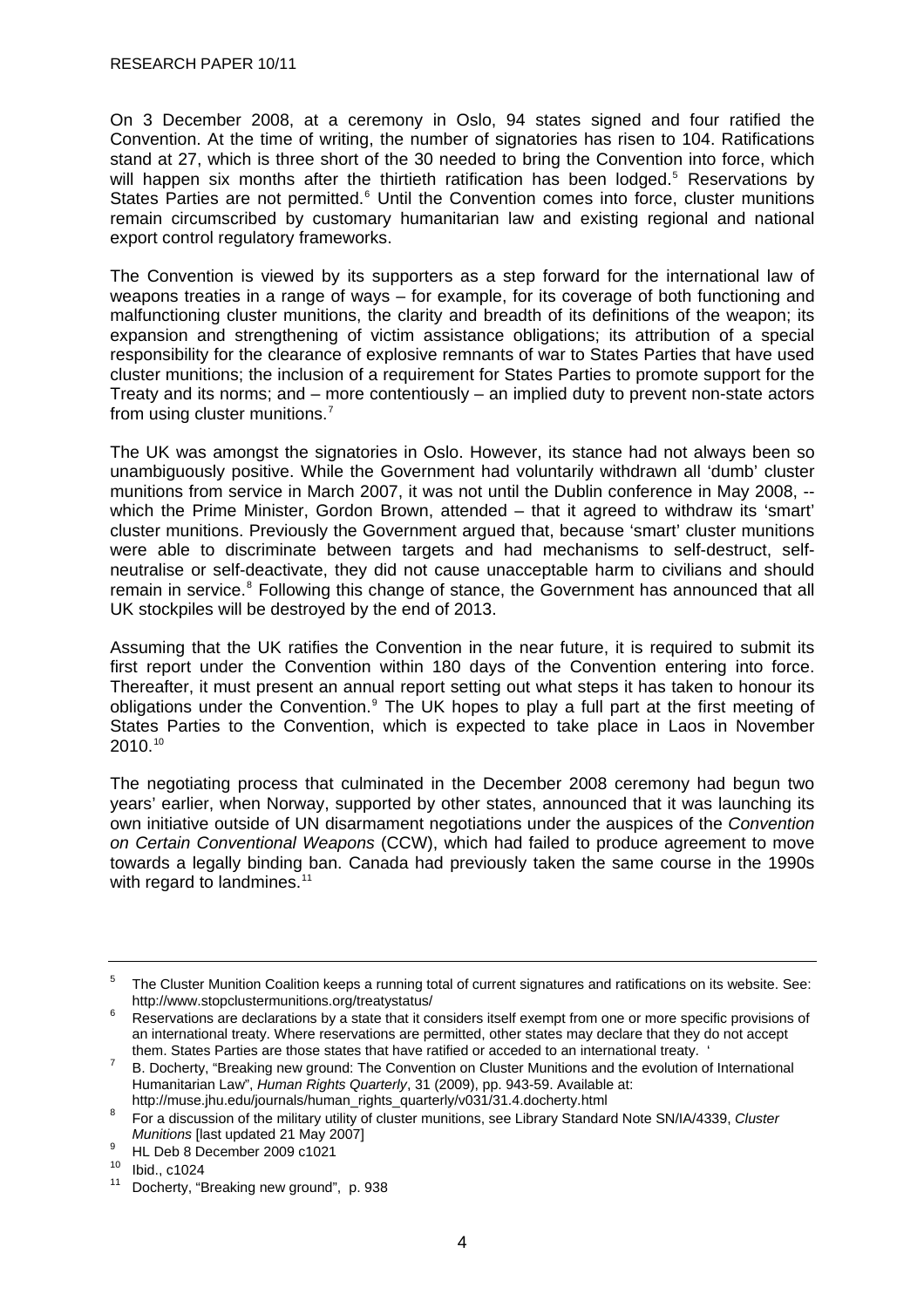On 3 December 2008, at a ceremony in Oslo, 94 states signed and four ratified the Convention. At the time of writing, the number of signatories has risen to 104. Ratifications stand at 27, which is three short of the 30 needed to bring the Convention into force, which will happen six months after the thirtieth ratification has been lodged.[5] Reservations by States Parties are not permitted.[6] Until the Convention comes into force, cluster munitions remain circumscribed by customary humanitarian law and existing regional and national export control regulatory frameworks.

The Convention is viewed by its supporters as a step forward for the international law of weapons treaties in a range of ways – for example, for its coverage of both functioning and malfunctioning cluster munitions, the clarity and breadth of its definitions of the weapon; its expansion and strengthening of victim assistance obligations; its attribution of a special responsibility for the clearance of explosive remnants of war to States Parties that have used cluster munitions; the inclusion of a requirement for States Parties to promote support for the Treaty and its norms; and – more contentiously – an implied duty to prevent non-state actors from using cluster munitions.[7]

The UK was amongst the signatories in Oslo. However, its stance had not always been so unambiguously positive. While the Government had voluntarily withdrawn all 'dumb' cluster munitions from service in March 2007, it was not until the Dublin conference in May 2008, -- which the Prime Minister, Gordon Brown, attended – that it agreed to withdraw its 'smart' cluster munitions. Previously the Government argued that, because 'smart' cluster munitions were able to discriminate between targets and had mechanisms to self-destruct, self-neutralise or self-deactivate, they did not cause unacceptable harm to civilians and should remain in service.[8] Following this change of stance, the Government has announced that all UK stockpiles will be destroyed by the end of 2013.

Assuming that the UK ratifies the Convention in the near future, it is required to submit its first report under the Convention within 180 days of the Convention entering into force. Thereafter, it must present an annual report setting out what steps it has taken to honour its obligations under the Convention.[9] The UK hopes to play a full part at the first meeting of States Parties to the Convention, which is expected to take place in Laos in November 2010.[10]

The negotiating process that culminated in the December 2008 ceremony had begun two years' earlier, when Norway, supported by other states, announced that it was launching its own initiative outside of UN disarmament negotiations under the auspices of the *Convention on Certain Conventional Weapons* (CCW), which had failed to produce agreement to move towards a legally binding ban. Canada had previously taken the same course in the 1990s with regard to landmines.[11]

---

[5] The Cluster Munition Coalition keeps a running total of current signatures and ratifications on its website. See: http://www.stopclustermunitions.org/treatystatus/

[6] Reservations are declarations by a state that it considers itself exempt from one or more specific provisions of an international treaty. Where reservations are permitted, other states may declare that they do not accept them. States Parties are those states that have ratified or acceded to an international treaty. '

[7] B. Docherty, "Breaking new ground: The Convention on Cluster Munitions and the evolution of International Humanitarian Law", *Human Rights Quarterly*, 31 (2009), pp. 943-59. Available at: http://muse.jhu.edu/journals/human_rights_quarterly/v031/31.4.docherty.html

[8] For a discussion of the military utility of cluster munitions, see Library Standard Note SN/IA/4339, *Cluster Munitions* [last updated 21 May 2007]

[9] HL Deb 8 December 2009 c1021

[10] Ibid., c1024

[11] Docherty, "Breaking new ground", p. 938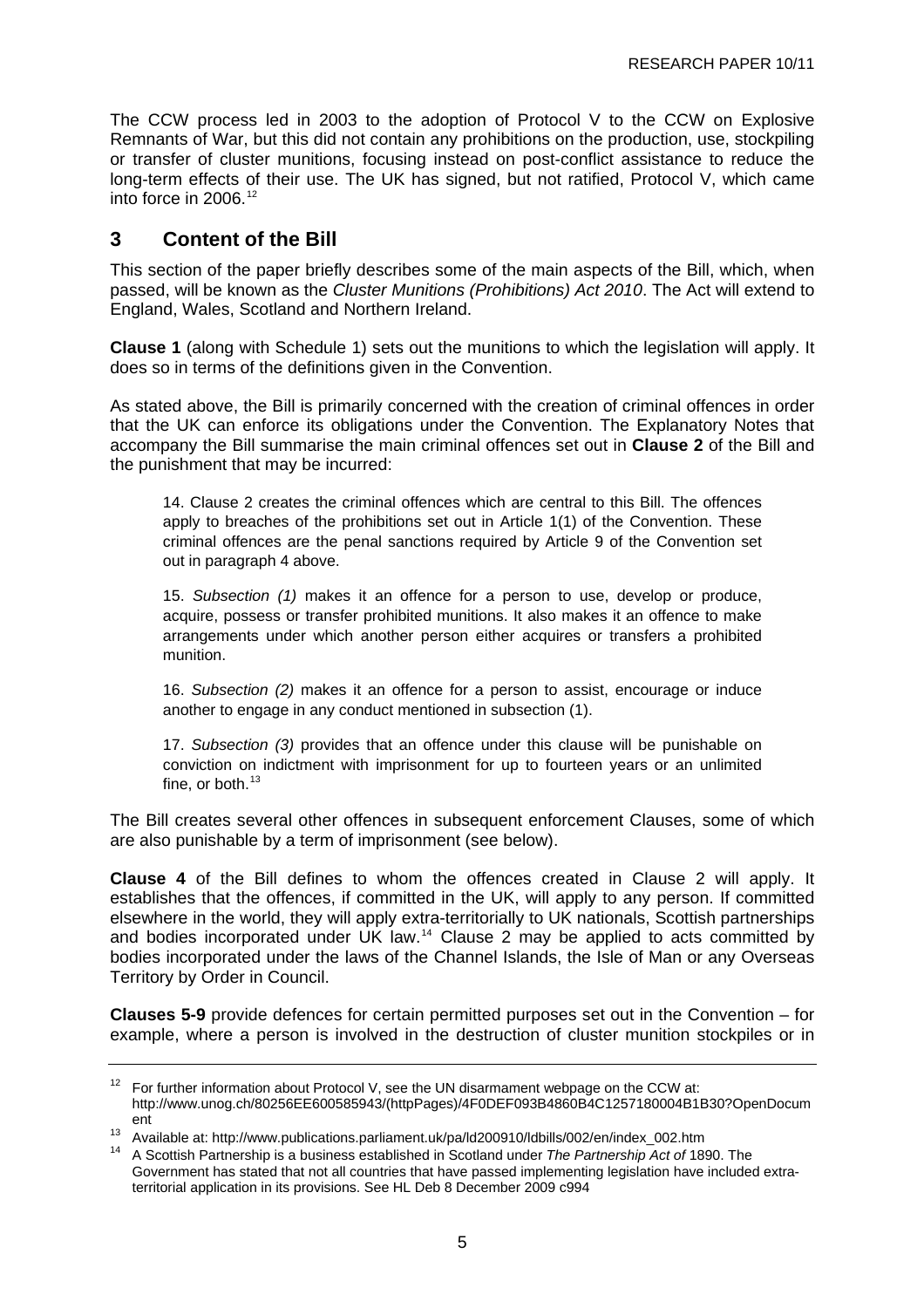The CCW process led in 2003 to the adoption of Protocol V to the CCW on Explosive Remnants of War, but this did not contain any prohibitions on the production, use, stockpiling or transfer of cluster munitions, focusing instead on post-conflict assistance to reduce the long-term effects of their use. The UK has signed, but not ratified, Protocol V, which came into force in 2006.[12]

## 3 Content of the Bill

This section of the paper briefly describes some of the main aspects of the Bill, which, when passed, will be known as the *Cluster Munitions (Prohibitions) Act 2010*. The Act will extend to England, Wales, Scotland and Northern Ireland.

**Clause 1** (along with Schedule 1) sets out the munitions to which the legislation will apply. It does so in terms of the definitions given in the Convention.

As stated above, the Bill is primarily concerned with the creation of criminal offences in order that the UK can enforce its obligations under the Convention. The Explanatory Notes that accompany the Bill summarise the main criminal offences set out in **Clause 2** of the Bill and the punishment that may be incurred:

> 14. Clause 2 creates the criminal offences which are central to this Bill. The offences apply to breaches of the prohibitions set out in Article 1(1) of the Convention. These criminal offences are the penal sanctions required by Article 9 of the Convention set out in paragraph 4 above.
>
> 15. *Subsection (1)* makes it an offence for a person to use, develop or produce, acquire, possess or transfer prohibited munitions. It also makes it an offence to make arrangements under which another person either acquires or transfers a prohibited munition.
>
> 16. *Subsection (2)* makes it an offence for a person to assist, encourage or induce another to engage in any conduct mentioned in subsection (1).
>
> 17. *Subsection (3)* provides that an offence under this clause will be punishable on conviction on indictment with imprisonment for up to fourteen years or an unlimited fine, or both.[13]

The Bill creates several other offences in subsequent enforcement Clauses, some of which are also punishable by a term of imprisonment (see below).

**Clause 4** of the Bill defines to whom the offences created in Clause 2 will apply. It establishes that the offences, if committed in the UK, will apply to any person. If committed elsewhere in the world, they will apply extra-territorially to UK nationals, Scottish partnerships and bodies incorporated under UK law.[14] Clause 2 may be applied to acts committed by bodies incorporated under the laws of the Channel Islands, the Isle of Man or any Overseas Territory by Order in Council.

**Clauses 5-9** provide defences for certain permitted purposes set out in the Convention – for example, where a person is involved in the destruction of cluster munition stockpiles or in

---

[12] For further information about Protocol V, see the UN disarmament webpage on the CCW at: http://www.unog.ch/80256EE600585943/(httpPages)/4F0DEF093B4860B4C1257180004B1B30?OpenDocument

[13] Available at: http://www.publications.parliament.uk/pa/ld200910/ldbills/002/en/index_002.htm

[14] A Scottish Partnership is a business established in Scotland under *The Partnership Act of* 1890. The Government has stated that not all countries that have passed implementing legislation have included extra-territorial application in its provisions. See HL Deb 8 December 2009 c994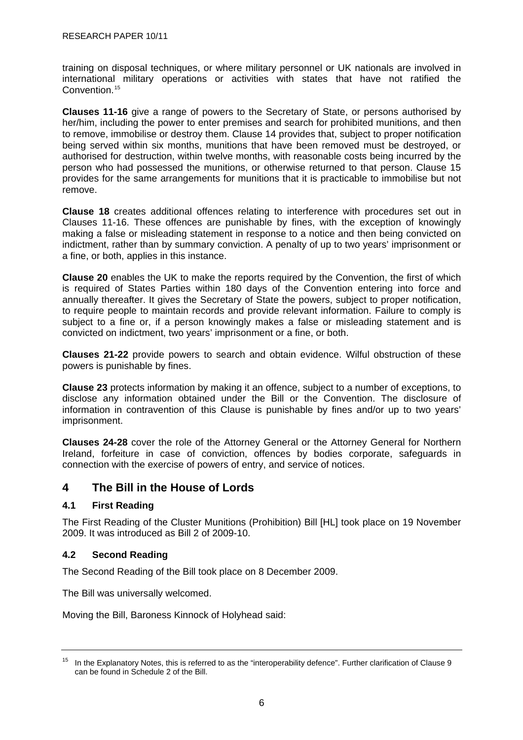training on disposal techniques, or where military personnel or UK nationals are involved in international military operations or activities with states that have not ratified the Convention.[15]

**Clauses 11-16** give a range of powers to the Secretary of State, or persons authorised by her/him, including the power to enter premises and search for prohibited munitions, and then to remove, immobilise or destroy them. Clause 14 provides that, subject to proper notification being served within six months, munitions that have been removed must be destroyed, or authorised for destruction, within twelve months, with reasonable costs being incurred by the person who had possessed the munitions, or otherwise returned to that person. Clause 15 provides for the same arrangements for munitions that it is practicable to immobilise but not remove.

**Clause 18** creates additional offences relating to interference with procedures set out in Clauses 11-16. These offences are punishable by fines, with the exception of knowingly making a false or misleading statement in response to a notice and then being convicted on indictment, rather than by summary conviction. A penalty of up to two years' imprisonment or a fine, or both, applies in this instance.

**Clause 20** enables the UK to make the reports required by the Convention, the first of which is required of States Parties within 180 days of the Convention entering into force and annually thereafter. It gives the Secretary of State the powers, subject to proper notification, to require people to maintain records and provide relevant information. Failure to comply is subject to a fine or, if a person knowingly makes a false or misleading statement and is convicted on indictment, two years' imprisonment or a fine, or both.

**Clauses 21-22** provide powers to search and obtain evidence. Wilful obstruction of these powers is punishable by fines.

**Clause 23** protects information by making it an offence, subject to a number of exceptions, to disclose any information obtained under the Bill or the Convention. The disclosure of information in contravention of this Clause is punishable by fines and/or up to two years' imprisonment.

**Clauses 24-28** cover the role of the Attorney General or the Attorney General for Northern Ireland, forfeiture in case of conviction, offences by bodies corporate, safeguards in connection with the exercise of powers of entry, and service of notices.

## 4 The Bill in the House of Lords

### 4.1 First Reading

The First Reading of the Cluster Munitions (Prohibition) Bill [HL] took place on 19 November 2009. It was introduced as Bill 2 of 2009-10.

### 4.2 Second Reading

The Second Reading of the Bill took place on 8 December 2009.

The Bill was universally welcomed.

Moving the Bill, Baroness Kinnock of Holyhead said:

---

[15] In the Explanatory Notes, this is referred to as the "interoperability defence". Further clarification of Clause 9 can be found in Schedule 2 of the Bill.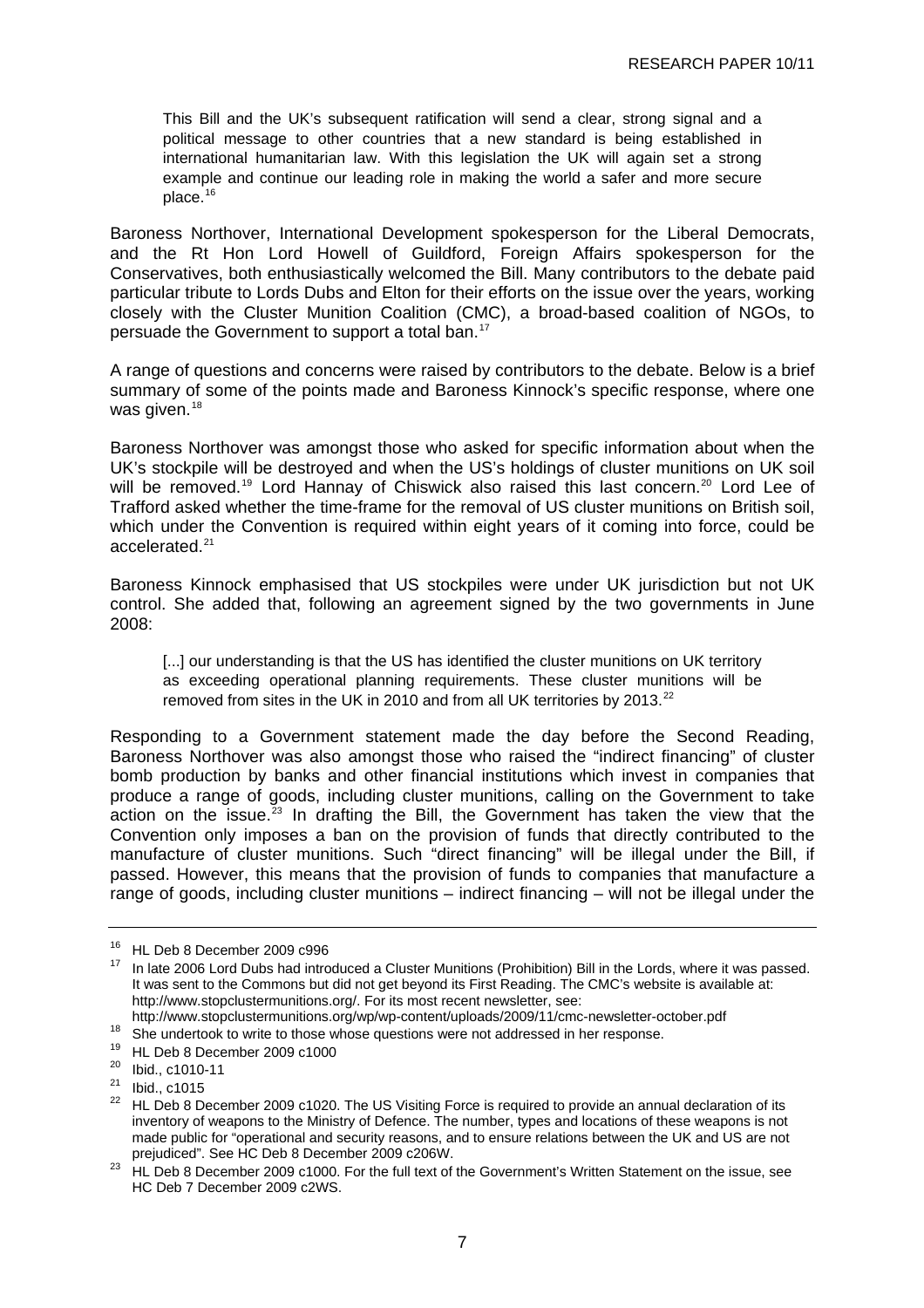> This Bill and the UK's subsequent ratification will send a clear, strong signal and a political message to other countries that a new standard is being established in international humanitarian law. With this legislation the UK will again set a strong example and continue our leading role in making the world a safer and more secure place.[16]

Baroness Northover, International Development spokesperson for the Liberal Democrats, and the Rt Hon Lord Howell of Guildford, Foreign Affairs spokesperson for the Conservatives, both enthusiastically welcomed the Bill. Many contributors to the debate paid particular tribute to Lords Dubs and Elton for their efforts on the issue over the years, working closely with the Cluster Munition Coalition (CMC), a broad-based coalition of NGOs, to persuade the Government to support a total ban.[17]

A range of questions and concerns were raised by contributors to the debate. Below is a brief summary of some of the points made and Baroness Kinnock's specific response, where one was given.[18]

Baroness Northover was amongst those who asked for specific information about when the UK's stockpile will be destroyed and when the US's holdings of cluster munitions on UK soil will be removed.[19] Lord Hannay of Chiswick also raised this last concern.[20] Lord Lee of Trafford asked whether the time-frame for the removal of US cluster munitions on British soil, which under the Convention is required within eight years of it coming into force, could be accelerated.[21]

Baroness Kinnock emphasised that US stockpiles were under UK jurisdiction but not UK control. She added that, following an agreement signed by the two governments in June 2008:

> [...] our understanding is that the US has identified the cluster munitions on UK territory as exceeding operational planning requirements. These cluster munitions will be removed from sites in the UK in 2010 and from all UK territories by 2013.[22]

Responding to a Government statement made the day before the Second Reading, Baroness Northover was also amongst those who raised the "indirect financing" of cluster bomb production by banks and other financial institutions which invest in companies that produce a range of goods, including cluster munitions, calling on the Government to take action on the issue.[23] In drafting the Bill, the Government has taken the view that the Convention only imposes a ban on the provision of funds that directly contributed to the manufacture of cluster munitions. Such "direct financing" will be illegal under the Bill, if passed. However, this means that the provision of funds to companies that manufacture a range of goods, including cluster munitions – indirect financing – will not be illegal under the

---

[16] HL Deb 8 December 2009 c996

[17] In late 2006 Lord Dubs had introduced a Cluster Munitions (Prohibition) Bill in the Lords, where it was passed. It was sent to the Commons but did not get beyond its First Reading. The CMC's website is available at: http://www.stopclustermunitions.org/. For its most recent newsletter, see: http://www.stopclustermunitions.org/wp/wp-content/uploads/2009/11/cmc-newsletter-october.pdf

[18] She undertook to write to those whose questions were not addressed in her response.

[19] HL Deb 8 December 2009 c1000

[20] Ibid., c1010-11

[21] Ibid., c1015

[22] HL Deb 8 December 2009 c1020. The US Visiting Force is required to provide an annual declaration of its inventory of weapons to the Ministry of Defence. The number, types and locations of these weapons is not made public for "operational and security reasons, and to ensure relations between the UK and US are not prejudiced". See HC Deb 8 December 2009 c206W.

[23] HL Deb 8 December 2009 c1000. For the full text of the Government's Written Statement on the issue, see HC Deb 7 December 2009 c2WS.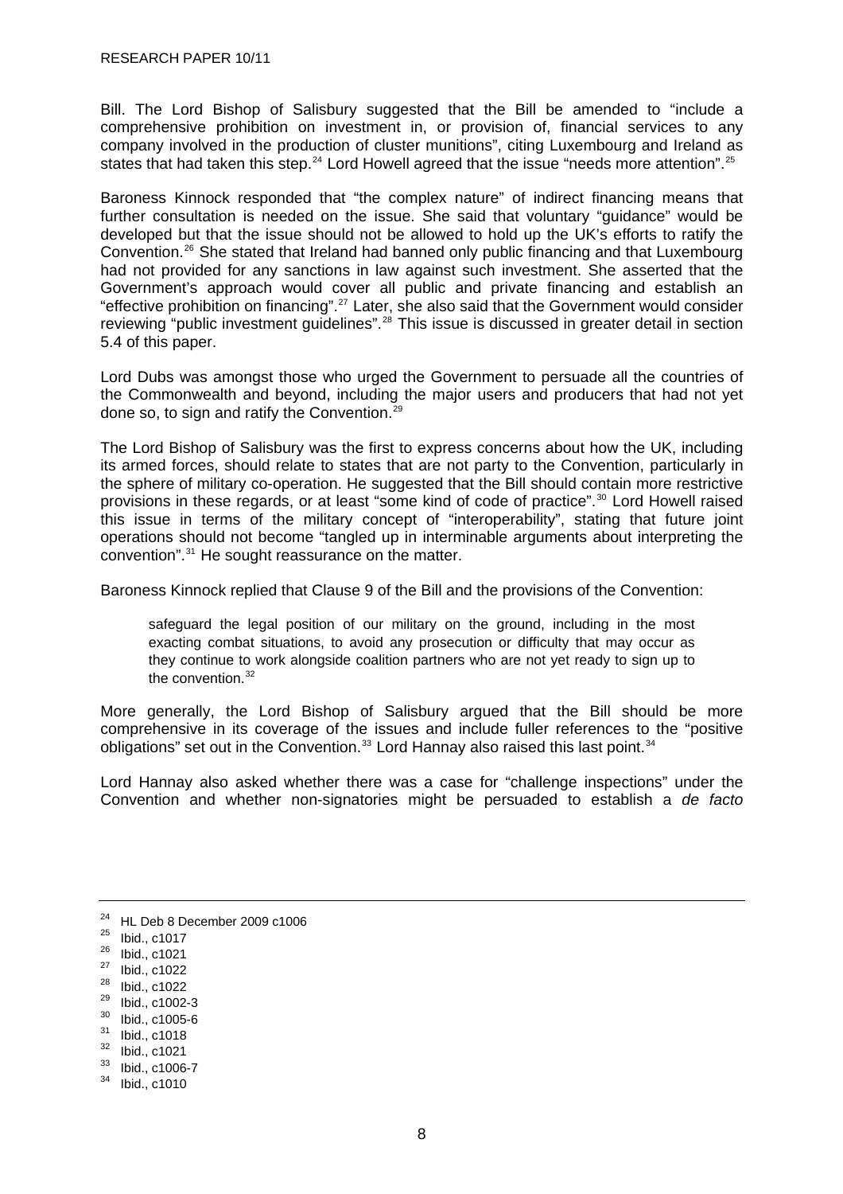Bill. The Lord Bishop of Salisbury suggested that the Bill be amended to "include a comprehensive prohibition on investment in, or provision of, financial services to any company involved in the production of cluster munitions", citing Luxembourg and Ireland as states that had taken this step.[24] Lord Howell agreed that the issue "needs more attention".[25]

Baroness Kinnock responded that "the complex nature" of indirect financing means that further consultation is needed on the issue. She said that voluntary "guidance" would be developed but that the issue should not be allowed to hold up the UK's efforts to ratify the Convention.[26] She stated that Ireland had banned only public financing and that Luxembourg had not provided for any sanctions in law against such investment. She asserted that the Government's approach would cover all public and private financing and establish an "effective prohibition on financing".[27] Later, she also said that the Government would consider reviewing "public investment guidelines".[28] This issue is discussed in greater detail in section 5.4 of this paper.

Lord Dubs was amongst those who urged the Government to persuade all the countries of the Commonwealth and beyond, including the major users and producers that had not yet done so, to sign and ratify the Convention.[29]

The Lord Bishop of Salisbury was the first to express concerns about how the UK, including its armed forces, should relate to states that are not party to the Convention, particularly in the sphere of military co-operation. He suggested that the Bill should contain more restrictive provisions in these regards, or at least "some kind of code of practice".[30] Lord Howell raised this issue in terms of the military concept of "interoperability", stating that future joint operations should not become "tangled up in interminable arguments about interpreting the convention".[31] He sought reassurance on the matter.

Baroness Kinnock replied that Clause 9 of the Bill and the provisions of the Convention:

> safeguard the legal position of our military on the ground, including in the most exacting combat situations, to avoid any prosecution or difficulty that may occur as they continue to work alongside coalition partners who are not yet ready to sign up to the convention.[32]

More generally, the Lord Bishop of Salisbury argued that the Bill should be more comprehensive in its coverage of the issues and include fuller references to the "positive obligations" set out in the Convention.[33] Lord Hannay also raised this last point.[34]

Lord Hannay also asked whether there was a case for "challenge inspections" under the Convention and whether non-signatories might be persuaded to establish a *de facto*

---

[24] HL Deb 8 December 2009 c1006
[25] Ibid., c1017
[26] Ibid., c1021
[27] Ibid., c1022
[28] Ibid., c1022
[29] Ibid., c1002-3
[30] Ibid., c1005-6
[31] Ibid., c1018
[32] Ibid., c1021
[33] Ibid., c1006-7
[34] Ibid., c1010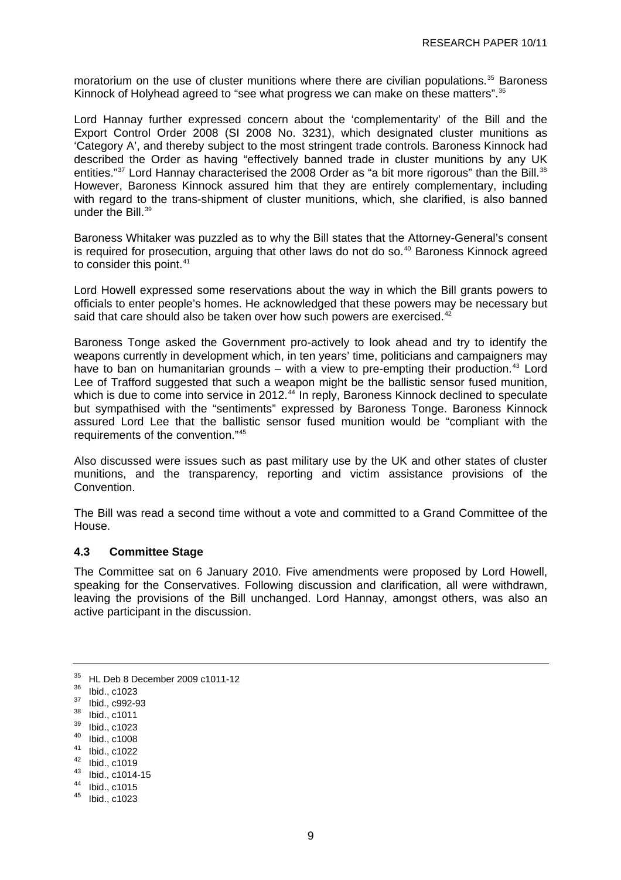moratorium on the use of cluster munitions where there are civilian populations.[35] Baroness Kinnock of Holyhead agreed to "see what progress we can make on these matters".[36]

Lord Hannay further expressed concern about the 'complementarity' of the Bill and the Export Control Order 2008 (SI 2008 No. 3231), which designated cluster munitions as 'Category A', and thereby subject to the most stringent trade controls. Baroness Kinnock had described the Order as having "effectively banned trade in cluster munitions by any UK entities."[37] Lord Hannay characterised the 2008 Order as "a bit more rigorous" than the Bill.[38] However, Baroness Kinnock assured him that they are entirely complementary, including with regard to the trans-shipment of cluster munitions, which, she clarified, is also banned under the Bill.[39]

Baroness Whitaker was puzzled as to why the Bill states that the Attorney-General's consent is required for prosecution, arguing that other laws do not do so.[40] Baroness Kinnock agreed to consider this point.[41]

Lord Howell expressed some reservations about the way in which the Bill grants powers to officials to enter people's homes. He acknowledged that these powers may be necessary but said that care should also be taken over how such powers are exercised.[42]

Baroness Tonge asked the Government pro-actively to look ahead and try to identify the weapons currently in development which, in ten years' time, politicians and campaigners may have to ban on humanitarian grounds – with a view to pre-empting their production.[43] Lord Lee of Trafford suggested that such a weapon might be the ballistic sensor fused munition, which is due to come into service in 2012.[44] In reply, Baroness Kinnock declined to speculate but sympathised with the "sentiments" expressed by Baroness Tonge. Baroness Kinnock assured Lord Lee that the ballistic sensor fused munition would be "compliant with the requirements of the convention."[45]

Also discussed were issues such as past military use by the UK and other states of cluster munitions, and the transparency, reporting and victim assistance provisions of the Convention.

The Bill was read a second time without a vote and committed to a Grand Committee of the House.

### 4.3 Committee Stage

The Committee sat on 6 January 2010. Five amendments were proposed by Lord Howell, speaking for the Conservatives. Following discussion and clarification, all were withdrawn, leaving the provisions of the Bill unchanged. Lord Hannay, amongst others, was also an active participant in the discussion.

---

[35] HL Deb 8 December 2009 c1011-12
[36] Ibid., c1023
[37] Ibid., c992-93
[38] Ibid., c1011
[39] Ibid., c1023
[40] Ibid., c1008
[41] Ibid., c1022
[42] Ibid., c1019
[43] Ibid., c1014-15
[44] Ibid., c1015
[45] Ibid., c1023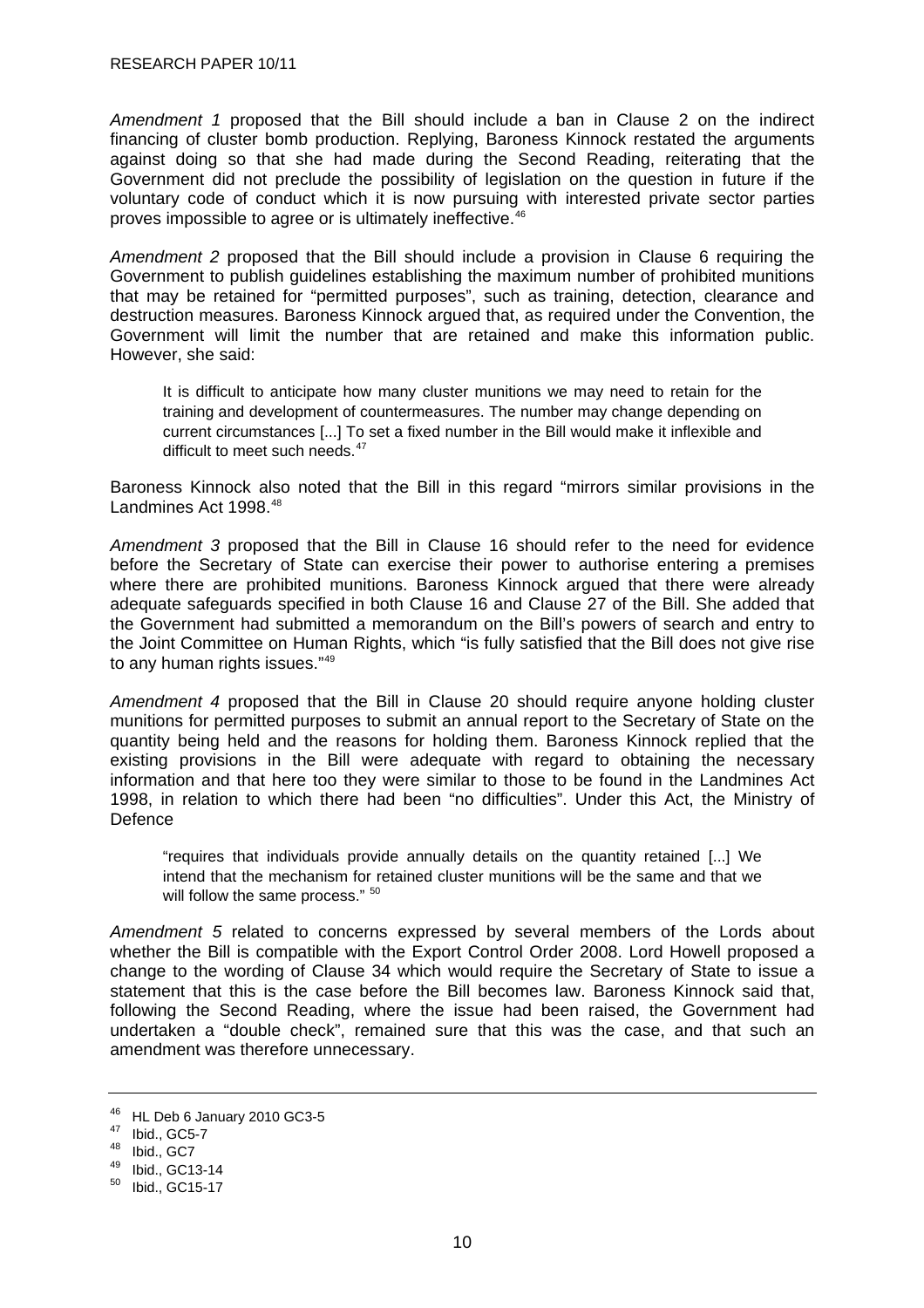*Amendment 1* proposed that the Bill should include a ban in Clause 2 on the indirect financing of cluster bomb production. Replying, Baroness Kinnock restated the arguments against doing so that she had made during the Second Reading, reiterating that the Government did not preclude the possibility of legislation on the question in future if the voluntary code of conduct which it is now pursuing with interested private sector parties proves impossible to agree or is ultimately ineffective.[46]

*Amendment 2* proposed that the Bill should include a provision in Clause 6 requiring the Government to publish guidelines establishing the maximum number of prohibited munitions that may be retained for "permitted purposes", such as training, detection, clearance and destruction measures. Baroness Kinnock argued that, as required under the Convention, the Government will limit the number that are retained and make this information public. However, she said:

> It is difficult to anticipate how many cluster munitions we may need to retain for the training and development of countermeasures. The number may change depending on current circumstances [...] To set a fixed number in the Bill would make it inflexible and difficult to meet such needs.[47]

Baroness Kinnock also noted that the Bill in this regard "mirrors similar provisions in the Landmines Act 1998.[48]

*Amendment 3* proposed that the Bill in Clause 16 should refer to the need for evidence before the Secretary of State can exercise their power to authorise entering a premises where there are prohibited munitions. Baroness Kinnock argued that there were already adequate safeguards specified in both Clause 16 and Clause 27 of the Bill. She added that the Government had submitted a memorandum on the Bill's powers of search and entry to the Joint Committee on Human Rights, which "is fully satisfied that the Bill does not give rise to any human rights issues."[49]

*Amendment 4* proposed that the Bill in Clause 20 should require anyone holding cluster munitions for permitted purposes to submit an annual report to the Secretary of State on the quantity being held and the reasons for holding them. Baroness Kinnock replied that the existing provisions in the Bill were adequate with regard to obtaining the necessary information and that here too they were similar to those to be found in the Landmines Act 1998, in relation to which there had been "no difficulties". Under this Act, the Ministry of Defence

> "requires that individuals provide annually details on the quantity retained [...] We intend that the mechanism for retained cluster munitions will be the same and that we will follow the same process." [50]

*Amendment 5* related to concerns expressed by several members of the Lords about whether the Bill is compatible with the Export Control Order 2008. Lord Howell proposed a change to the wording of Clause 34 which would require the Secretary of State to issue a statement that this is the case before the Bill becomes law. Baroness Kinnock said that, following the Second Reading, where the issue had been raised, the Government had undertaken a "double check", remained sure that this was the case, and that such an amendment was therefore unnecessary.

---

[46] HL Deb 6 January 2010 GC3-5

[47] Ibid., GC5-7

[48] Ibid., GC7

[49] Ibid., GC13-14

[50] Ibid., GC15-17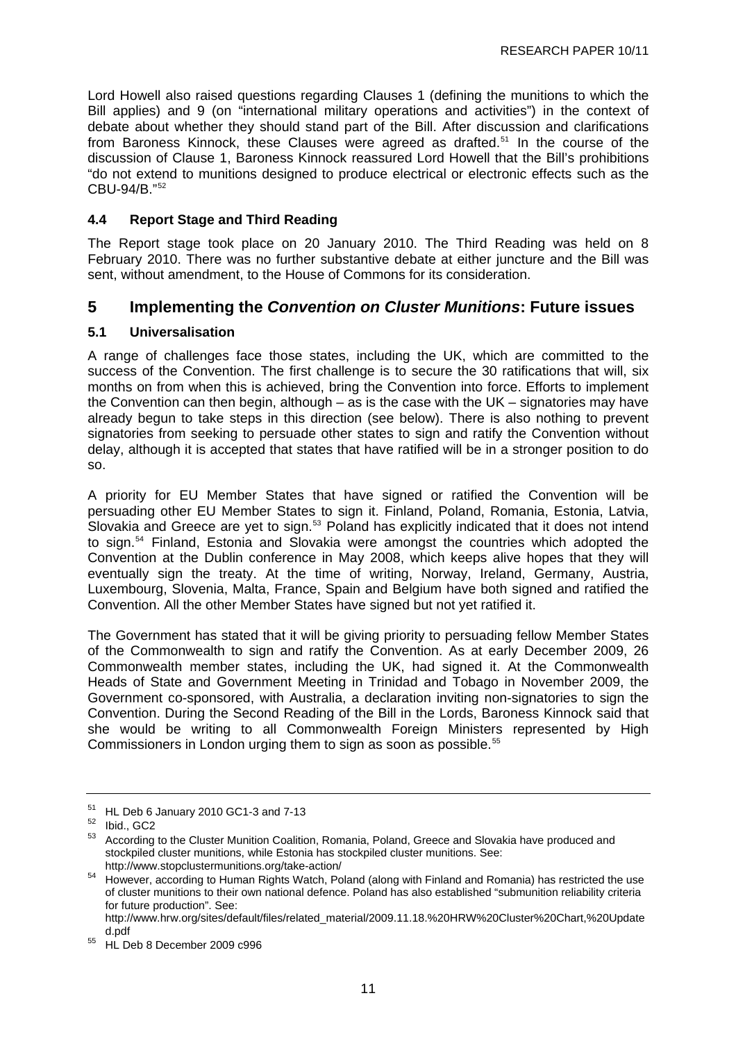Lord Howell also raised questions regarding Clauses 1 (defining the munitions to which the Bill applies) and 9 (on "international military operations and activities") in the context of debate about whether they should stand part of the Bill. After discussion and clarifications from Baroness Kinnock, these Clauses were agreed as drafted.[51] In the course of the discussion of Clause 1, Baroness Kinnock reassured Lord Howell that the Bill's prohibitions "do not extend to munitions designed to produce electrical or electronic effects such as the CBU-94/B."[52]

### 4.4 Report Stage and Third Reading

The Report stage took place on 20 January 2010. The Third Reading was held on 8 February 2010. There was no further substantive debate at either juncture and the Bill was sent, without amendment, to the House of Commons for its consideration.

## 5 Implementing the *Convention on Cluster Munitions*: Future issues

### 5.1 Universalisation

A range of challenges face those states, including the UK, which are committed to the success of the Convention. The first challenge is to secure the 30 ratifications that will, six months on from when this is achieved, bring the Convention into force. Efforts to implement the Convention can then begin, although – as is the case with the UK – signatories may have already begun to take steps in this direction (see below). There is also nothing to prevent signatories from seeking to persuade other states to sign and ratify the Convention without delay, although it is accepted that states that have ratified will be in a stronger position to do so.

A priority for EU Member States that have signed or ratified the Convention will be persuading other EU Member States to sign it. Finland, Poland, Romania, Estonia, Latvia, Slovakia and Greece are yet to sign.[53] Poland has explicitly indicated that it does not intend to sign.[54] Finland, Estonia and Slovakia were amongst the countries which adopted the Convention at the Dublin conference in May 2008, which keeps alive hopes that they will eventually sign the treaty. At the time of writing, Norway, Ireland, Germany, Austria, Luxembourg, Slovenia, Malta, France, Spain and Belgium have both signed and ratified the Convention. All the other Member States have signed but not yet ratified it.

The Government has stated that it will be giving priority to persuading fellow Member States of the Commonwealth to sign and ratify the Convention. As at early December 2009, 26 Commonwealth member states, including the UK, had signed it. At the Commonwealth Heads of State and Government Meeting in Trinidad and Tobago in November 2009, the Government co-sponsored, with Australia, a declaration inviting non-signatories to sign the Convention. During the Second Reading of the Bill in the Lords, Baroness Kinnock said that she would be writing to all Commonwealth Foreign Ministers represented by High Commissioners in London urging them to sign as soon as possible.[55]

---

[51] HL Deb 6 January 2010 GC1-3 and 7-13

[52] Ibid., GC2

[53] According to the Cluster Munition Coalition, Romania, Poland, Greece and Slovakia have produced and stockpiled cluster munitions, while Estonia has stockpiled cluster munitions. See: http://www.stopclustermunitions.org/take-action/

[54] However, according to Human Rights Watch, Poland (along with Finland and Romania) has restricted the use of cluster munitions to their own national defence. Poland has also established "submunition reliability criteria for future production". See: http://www.hrw.org/sites/default/files/related_material/2009.11.18.%20HRW%20Cluster%20Chart,%20Updated.pdf

[55] HL Deb 8 December 2009 c996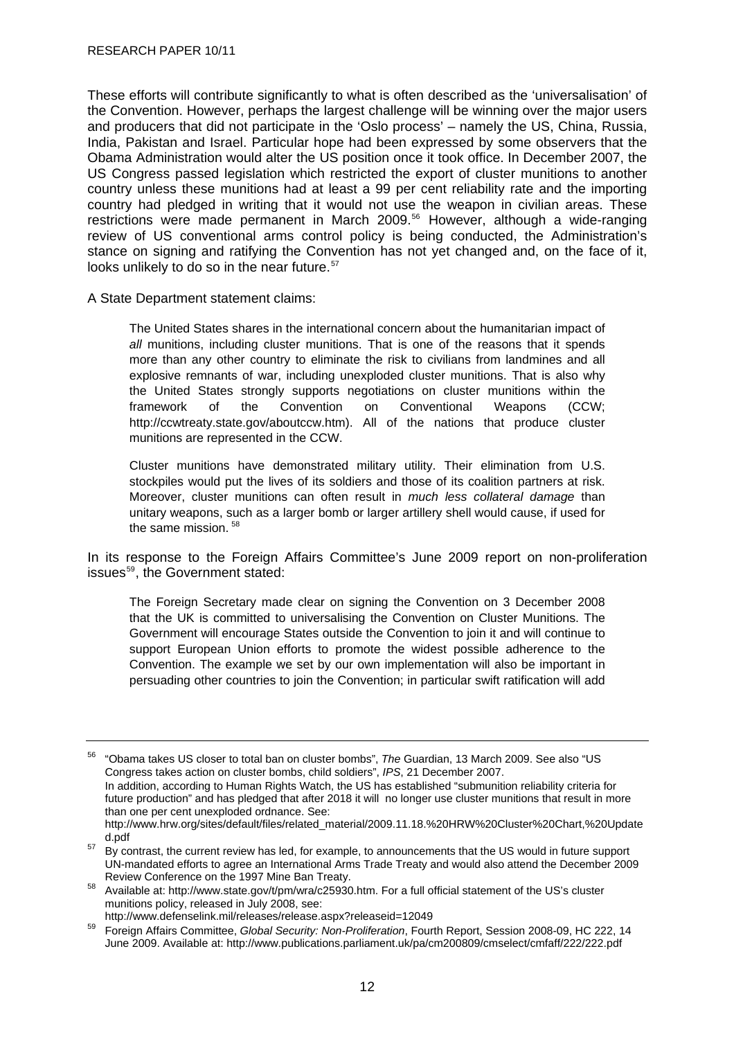These efforts will contribute significantly to what is often described as the 'universalisation' of the Convention. However, perhaps the largest challenge will be winning over the major users and producers that did not participate in the 'Oslo process' – namely the US, China, Russia, India, Pakistan and Israel. Particular hope had been expressed by some observers that the Obama Administration would alter the US position once it took office. In December 2007, the US Congress passed legislation which restricted the export of cluster munitions to another country unless these munitions had at least a 99 per cent reliability rate and the importing country had pledged in writing that it would not use the weapon in civilian areas. These restrictions were made permanent in March 2009.[56] However, although a wide-ranging review of US conventional arms control policy is being conducted, the Administration's stance on signing and ratifying the Convention has not yet changed and, on the face of it, looks unlikely to do so in the near future.[57]

A State Department statement claims:

> The United States shares in the international concern about the humanitarian impact of *all* munitions, including cluster munitions. That is one of the reasons that it spends more than any other country to eliminate the risk to civilians from landmines and all explosive remnants of war, including unexploded cluster munitions. That is also why the United States strongly supports negotiations on cluster munitions within the framework of the Convention on Conventional Weapons (CCW; http://ccwtreaty.state.gov/aboutccw.htm). All of the nations that produce cluster munitions are represented in the CCW.
>
> Cluster munitions have demonstrated military utility. Their elimination from U.S. stockpiles would put the lives of its soldiers and those of its coalition partners at risk. Moreover, cluster munitions can often result in *much less collateral damage* than unitary weapons, such as a larger bomb or larger artillery shell would cause, if used for the same mission.[58]

In its response to the Foreign Affairs Committee's June 2009 report on non-proliferation issues[59], the Government stated:

> The Foreign Secretary made clear on signing the Convention on 3 December 2008 that the UK is committed to universalising the Convention on Cluster Munitions. The Government will encourage States outside the Convention to join it and will continue to support European Union efforts to promote the widest possible adherence to the Convention. The example we set by our own implementation will also be important in persuading other countries to join the Convention; in particular swift ratification will add

---

[56] "Obama takes US closer to total ban on cluster bombs", *The* Guardian, 13 March 2009. See also "US Congress takes action on cluster bombs, child soldiers", *IPS*, 21 December 2007.
In addition, according to Human Rights Watch, the US has established "submunition reliability criteria for future production" and has pledged that after 2018 it will no longer use cluster munitions that result in more than one per cent unexploded ordnance. See: http://www.hrw.org/sites/default/files/related_material/2009.11.18.%20HRW%20Cluster%20Chart,%20Updated.pdf

[57] By contrast, the current review has led, for example, to announcements that the US would in future support UN-mandated efforts to agree an International Arms Trade Treaty and would also attend the December 2009 Review Conference on the 1997 Mine Ban Treaty.

[58] Available at: http://www.state.gov/t/pm/wra/c25930.htm. For a full official statement of the US's cluster munitions policy, released in July 2008, see: http://www.defenselink.mil/releases/release.aspx?releaseid=12049

[59] Foreign Affairs Committee, *Global Security: Non-Proliferation*, Fourth Report, Session 2008-09, HC 222, 14 June 2009. Available at: http://www.publications.parliament.uk/pa/cm200809/cmselect/cmfaff/222/222.pdf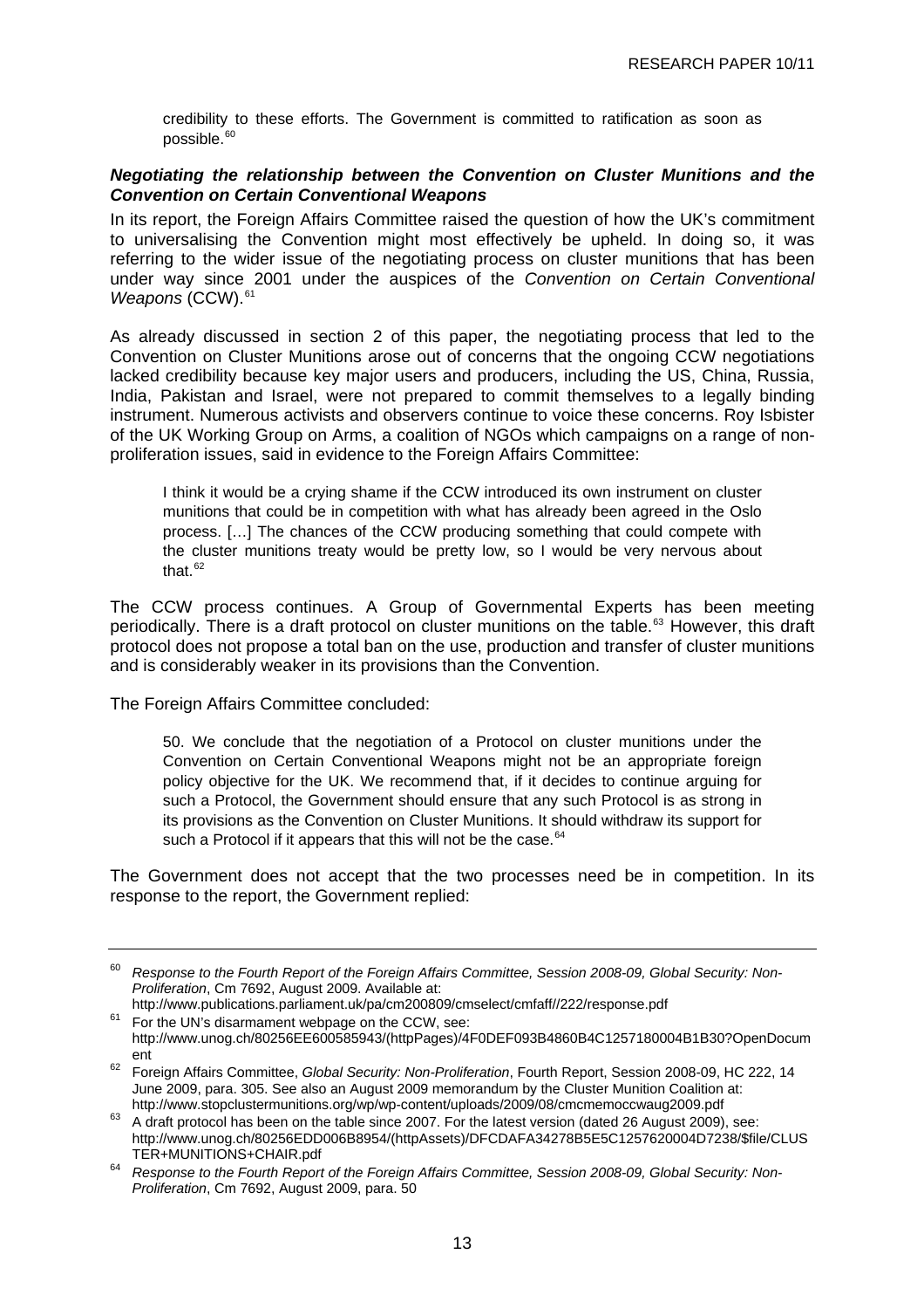credibility to these efforts. The Government is committed to ratification as soon as possible.[60]

***Negotiating the relationship between the Convention on Cluster Munitions and the Convention on Certain Conventional Weapons***

In its report, the Foreign Affairs Committee raised the question of how the UK's commitment to universalising the Convention might most effectively be upheld. In doing so, it was referring to the wider issue of the negotiating process on cluster munitions that has been under way since 2001 under the auspices of the *Convention on Certain Conventional Weapons* (CCW).[61]

As already discussed in section 2 of this paper, the negotiating process that led to the Convention on Cluster Munitions arose out of concerns that the ongoing CCW negotiations lacked credibility because key major users and producers, including the US, China, Russia, India, Pakistan and Israel, were not prepared to commit themselves to a legally binding instrument. Numerous activists and observers continue to voice these concerns. Roy Isbister of the UK Working Group on Arms, a coalition of NGOs which campaigns on a range of non-proliferation issues, said in evidence to the Foreign Affairs Committee:

> I think it would be a crying shame if the CCW introduced its own instrument on cluster munitions that could be in competition with what has already been agreed in the Oslo process. […] The chances of the CCW producing something that could compete with the cluster munitions treaty would be pretty low, so I would be very nervous about that.[62]

The CCW process continues. A Group of Governmental Experts has been meeting periodically. There is a draft protocol on cluster munitions on the table.[63] However, this draft protocol does not propose a total ban on the use, production and transfer of cluster munitions and is considerably weaker in its provisions than the Convention.

The Foreign Affairs Committee concluded:

> 50. We conclude that the negotiation of a Protocol on cluster munitions under the Convention on Certain Conventional Weapons might not be an appropriate foreign policy objective for the UK. We recommend that, if it decides to continue arguing for such a Protocol, the Government should ensure that any such Protocol is as strong in its provisions as the Convention on Cluster Munitions. It should withdraw its support for such a Protocol if it appears that this will not be the case.[64]

The Government does not accept that the two processes need be in competition. In its response to the report, the Government replied:

---

[60] *Response to the Fourth Report of the Foreign Affairs Committee, Session 2008-09, Global Security: Non-Proliferation*, Cm 7692, August 2009. Available at: http://www.publications.parliament.uk/pa/cm200809/cmselect/cmfaff//222/response.pdf

[61] For the UN's disarmament webpage on the CCW, see: http://www.unog.ch/80256EE600585943/(httpPages)/4F0DEF093B4860B4C1257180004B1B30?OpenDocument

[62] Foreign Affairs Committee, *Global Security: Non-Proliferation*, Fourth Report, Session 2008-09, HC 222, 14 June 2009, para. 305. See also an August 2009 memorandum by the Cluster Munition Coalition at: http://www.stopclustermunitions.org/wp/wp-content/uploads/2009/08/cmcmemoccwaug2009.pdf

[63] A draft protocol has been on the table since 2007. For the latest version (dated 26 August 2009), see: http://www.unog.ch/80256EDD006B8954/(httpAssets)/DFCDAFA34278B5E5C1257620004D7238/$file/CLUSTER+MUNITIONS+CHAIR.pdf

[64] *Response to the Fourth Report of the Foreign Affairs Committee, Session 2008-09, Global Security: Non-Proliferation*, Cm 7692, August 2009, para. 50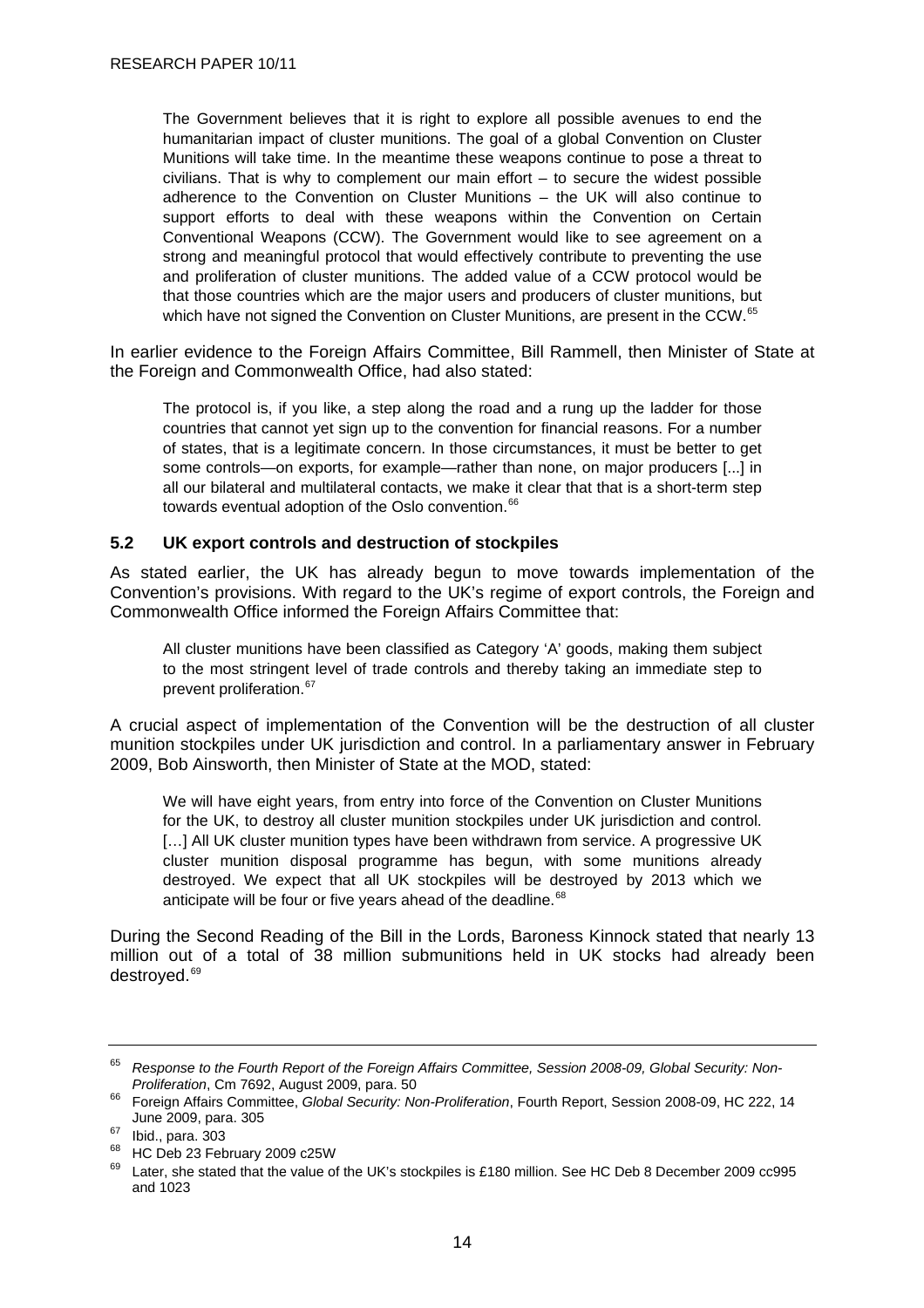The Government believes that it is right to explore all possible avenues to end the humanitarian impact of cluster munitions. The goal of a global Convention on Cluster Munitions will take time. In the meantime these weapons continue to pose a threat to civilians. That is why to complement our main effort – to secure the widest possible adherence to the Convention on Cluster Munitions – the UK will also continue to support efforts to deal with these weapons within the Convention on Certain Conventional Weapons (CCW). The Government would like to see agreement on a strong and meaningful protocol that would effectively contribute to preventing the use and proliferation of cluster munitions. The added value of a CCW protocol would be that those countries which are the major users and producers of cluster munitions, but which have not signed the Convention on Cluster Munitions, are present in the CCW.[65]

In earlier evidence to the Foreign Affairs Committee, Bill Rammell, then Minister of State at the Foreign and Commonwealth Office, had also stated:

The protocol is, if you like, a step along the road and a rung up the ladder for those countries that cannot yet sign up to the convention for financial reasons. For a number of states, that is a legitimate concern. In those circumstances, it must be better to get some controls—on exports, for example—rather than none, on major producers [...] in all our bilateral and multilateral contacts, we make it clear that that is a short-term step towards eventual adoption of the Oslo convention.[66]

## 5.2 UK export controls and destruction of stockpiles

As stated earlier, the UK has already begun to move towards implementation of the Convention's provisions. With regard to the UK's regime of export controls, the Foreign and Commonwealth Office informed the Foreign Affairs Committee that:

All cluster munitions have been classified as Category 'A' goods, making them subject to the most stringent level of trade controls and thereby taking an immediate step to prevent proliferation.[67]

A crucial aspect of implementation of the Convention will be the destruction of all cluster munition stockpiles under UK jurisdiction and control. In a parliamentary answer in February 2009, Bob Ainsworth, then Minister of State at the MOD, stated:

We will have eight years, from entry into force of the Convention on Cluster Munitions for the UK, to destroy all cluster munition stockpiles under UK jurisdiction and control. […] All UK cluster munition types have been withdrawn from service. A progressive UK cluster munition disposal programme has begun, with some munitions already destroyed. We expect that all UK stockpiles will be destroyed by 2013 which we anticipate will be four or five years ahead of the deadline.[68]

During the Second Reading of the Bill in the Lords, Baroness Kinnock stated that nearly 13 million out of a total of 38 million submunitions held in UK stocks had already been destroyed.[69]

---

[65] *Response to the Fourth Report of the Foreign Affairs Committee, Session 2008-09, Global Security: Non-Proliferation*, Cm 7692, August 2009, para. 50

[66] Foreign Affairs Committee, *Global Security: Non-Proliferation*, Fourth Report, Session 2008-09, HC 222, 14 June 2009, para. 305

[67] Ibid., para. 303

[68] HC Deb 23 February 2009 c25W

[69] Later, she stated that the value of the UK's stockpiles is £180 million. See HC Deb 8 December 2009 cc995 and 1023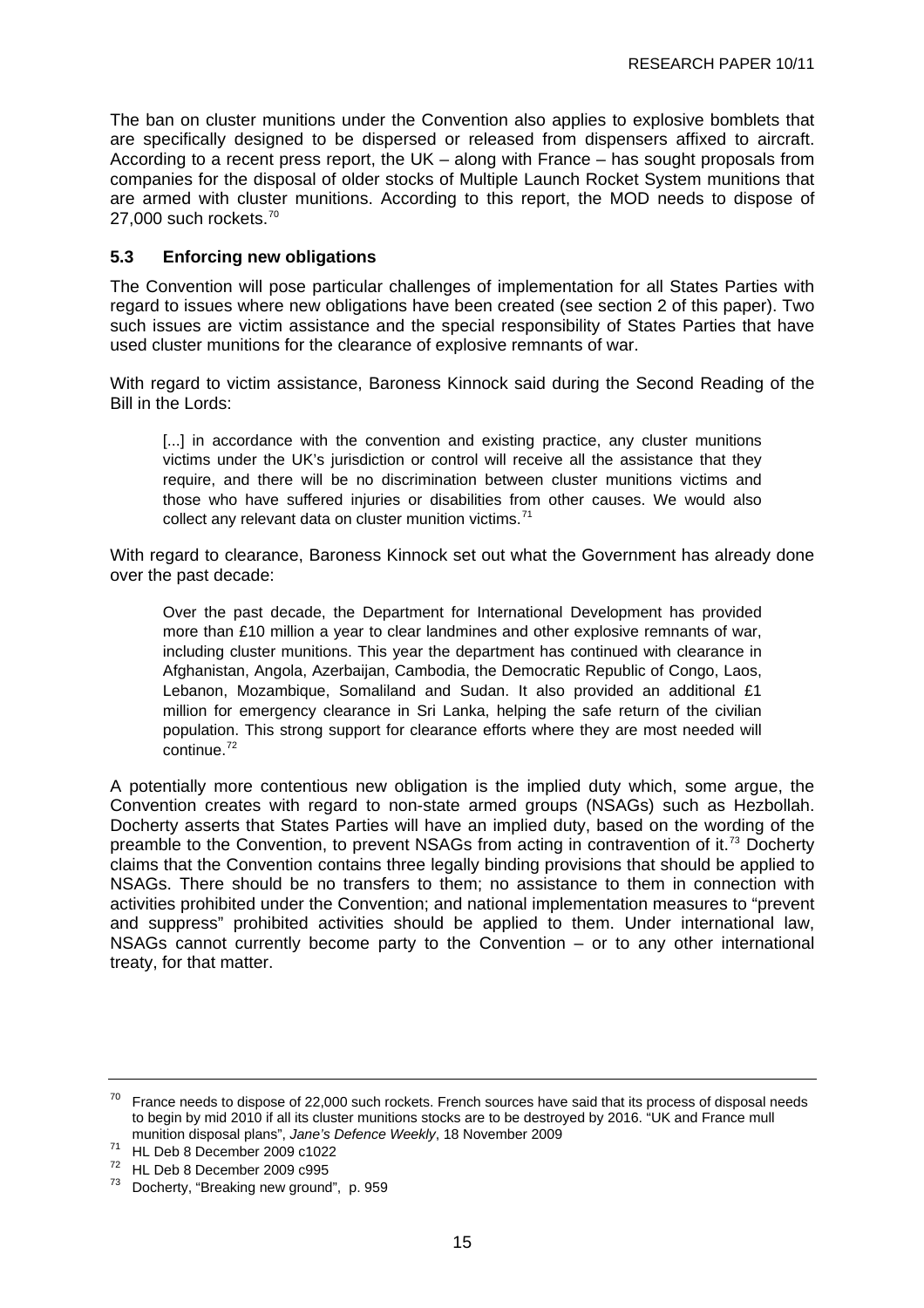The ban on cluster munitions under the Convention also applies to explosive bomblets that are specifically designed to be dispersed or released from dispensers affixed to aircraft. According to a recent press report, the UK – along with France – has sought proposals from companies for the disposal of older stocks of Multiple Launch Rocket System munitions that are armed with cluster munitions. According to this report, the MOD needs to dispose of 27,000 such rockets.[70]

### 5.3 Enforcing new obligations

The Convention will pose particular challenges of implementation for all States Parties with regard to issues where new obligations have been created (see section 2 of this paper). Two such issues are victim assistance and the special responsibility of States Parties that have used cluster munitions for the clearance of explosive remnants of war.

With regard to victim assistance, Baroness Kinnock said during the Second Reading of the Bill in the Lords:

> [...] in accordance with the convention and existing practice, any cluster munitions victims under the UK's jurisdiction or control will receive all the assistance that they require, and there will be no discrimination between cluster munitions victims and those who have suffered injuries or disabilities from other causes. We would also collect any relevant data on cluster munition victims.[71]

With regard to clearance, Baroness Kinnock set out what the Government has already done over the past decade:

> Over the past decade, the Department for International Development has provided more than £10 million a year to clear landmines and other explosive remnants of war, including cluster munitions. This year the department has continued with clearance in Afghanistan, Angola, Azerbaijan, Cambodia, the Democratic Republic of Congo, Laos, Lebanon, Mozambique, Somaliland and Sudan. It also provided an additional £1 million for emergency clearance in Sri Lanka, helping the safe return of the civilian population. This strong support for clearance efforts where they are most needed will continue.[72]

A potentially more contentious new obligation is the implied duty which, some argue, the Convention creates with regard to non-state armed groups (NSAGs) such as Hezbollah. Docherty asserts that States Parties will have an implied duty, based on the wording of the preamble to the Convention, to prevent NSAGs from acting in contravention of it.[73] Docherty claims that the Convention contains three legally binding provisions that should be applied to NSAGs. There should be no transfers to them; no assistance to them in connection with activities prohibited under the Convention; and national implementation measures to "prevent and suppress" prohibited activities should be applied to them. Under international law, NSAGs cannot currently become party to the Convention – or to any other international treaty, for that matter.

---

[70] France needs to dispose of 22,000 such rockets. French sources have said that its process of disposal needs to begin by mid 2010 if all its cluster munitions stocks are to be destroyed by 2016. "UK and France mull munition disposal plans", *Jane's Defence Weekly*, 18 November 2009

[71] HL Deb 8 December 2009 c1022

[72] HL Deb 8 December 2009 c995

[73] Docherty, "Breaking new ground", p. 959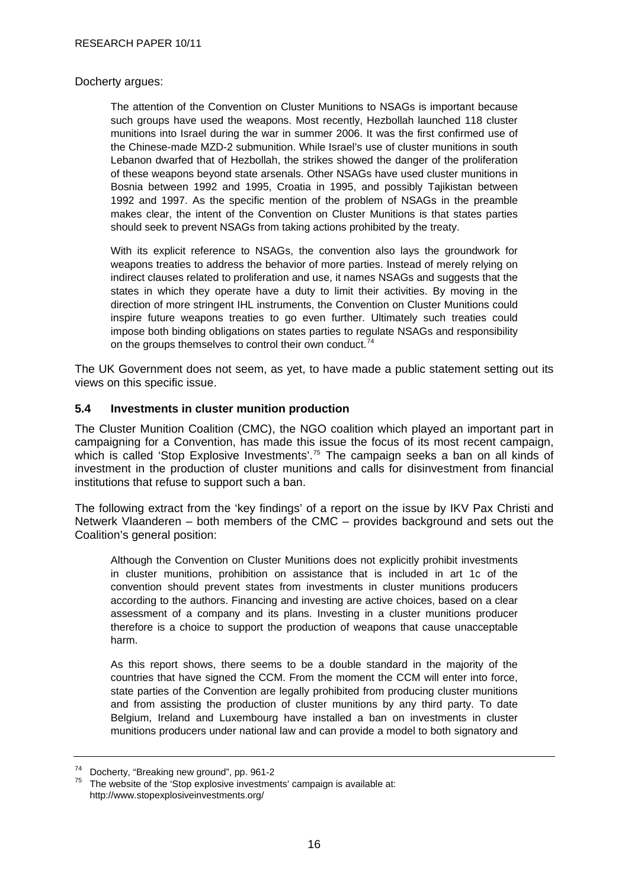Docherty argues:

> The attention of the Convention on Cluster Munitions to NSAGs is important because such groups have used the weapons. Most recently, Hezbollah launched 118 cluster munitions into Israel during the war in summer 2006. It was the first confirmed use of the Chinese-made MZD-2 submunition. While Israel's use of cluster munitions in south Lebanon dwarfed that of Hezbollah, the strikes showed the danger of the proliferation of these weapons beyond state arsenals. Other NSAGs have used cluster munitions in Bosnia between 1992 and 1995, Croatia in 1995, and possibly Tajikistan between 1992 and 1997. As the specific mention of the problem of NSAGs in the preamble makes clear, the intent of the Convention on Cluster Munitions is that states parties should seek to prevent NSAGs from taking actions prohibited by the treaty.
>
> With its explicit reference to NSAGs, the convention also lays the groundwork for weapons treaties to address the behavior of more parties. Instead of merely relying on indirect clauses related to proliferation and use, it names NSAGs and suggests that the states in which they operate have a duty to limit their activities. By moving in the direction of more stringent IHL instruments, the Convention on Cluster Munitions could inspire future weapons treaties to go even further. Ultimately such treaties could impose both binding obligations on states parties to regulate NSAGs and responsibility on the groups themselves to control their own conduct.[74]

The UK Government does not seem, as yet, to have made a public statement setting out its views on this specific issue.

### 5.4 Investments in cluster munition production

The Cluster Munition Coalition (CMC), the NGO coalition which played an important part in campaigning for a Convention, has made this issue the focus of its most recent campaign, which is called 'Stop Explosive Investments'.[75] The campaign seeks a ban on all kinds of investment in the production of cluster munitions and calls for disinvestment from financial institutions that refuse to support such a ban.

The following extract from the 'key findings' of a report on the issue by IKV Pax Christi and Netwerk Vlaanderen – both members of the CMC – provides background and sets out the Coalition's general position:

> Although the Convention on Cluster Munitions does not explicitly prohibit investments in cluster munitions, prohibition on assistance that is included in art 1c of the convention should prevent states from investments in cluster munitions producers according to the authors. Financing and investing are active choices, based on a clear assessment of a company and its plans. Investing in a cluster munitions producer therefore is a choice to support the production of weapons that cause unacceptable harm.
>
> As this report shows, there seems to be a double standard in the majority of the countries that have signed the CCM. From the moment the CCM will enter into force, state parties of the Convention are legally prohibited from producing cluster munitions and from assisting the production of cluster munitions by any third party. To date Belgium, Ireland and Luxembourg have installed a ban on investments in cluster munitions producers under national law and can provide a model to both signatory and

---

[74] Docherty, "Breaking new ground", pp. 961-2

[75] The website of the 'Stop explosive investments' campaign is available at: http://www.stopexplosiveinvestments.org/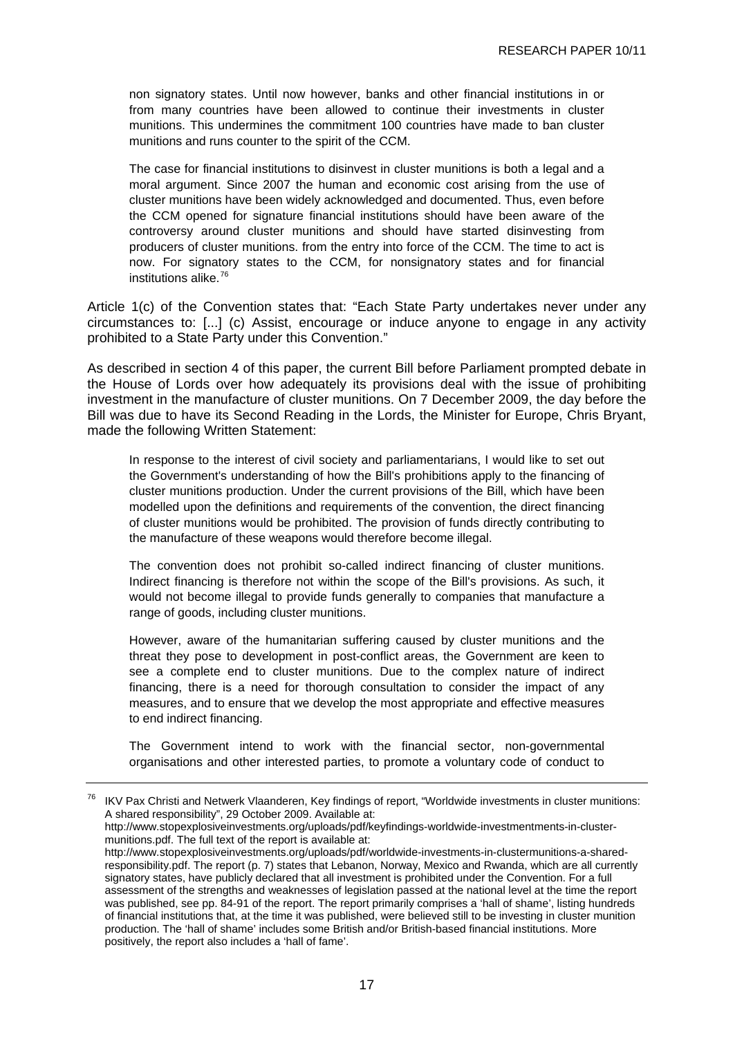> non signatory states. Until now however, banks and other financial institutions in or from many countries have been allowed to continue their investments in cluster munitions. This undermines the commitment 100 countries have made to ban cluster munitions and runs counter to the spirit of the CCM.
>
> The case for financial institutions to disinvest in cluster munitions is both a legal and a moral argument. Since 2007 the human and economic cost arising from the use of cluster munitions have been widely acknowledged and documented. Thus, even before the CCM opened for signature financial institutions should have been aware of the controversy around cluster munitions and should have started disinvesting from producers of cluster munitions. from the entry into force of the CCM. The time to act is now. For signatory states to the CCM, for nonsignatory states and for financial institutions alike.[76]

Article 1(c) of the Convention states that: "Each State Party undertakes never under any circumstances to: [...] (c) Assist, encourage or induce anyone to engage in any activity prohibited to a State Party under this Convention."

As described in section 4 of this paper, the current Bill before Parliament prompted debate in the House of Lords over how adequately its provisions deal with the issue of prohibiting investment in the manufacture of cluster munitions. On 7 December 2009, the day before the Bill was due to have its Second Reading in the Lords, the Minister for Europe, Chris Bryant, made the following Written Statement:

> In response to the interest of civil society and parliamentarians, I would like to set out the Government's understanding of how the Bill's prohibitions apply to the financing of cluster munitions production. Under the current provisions of the Bill, which have been modelled upon the definitions and requirements of the convention, the direct financing of cluster munitions would be prohibited. The provision of funds directly contributing to the manufacture of these weapons would therefore become illegal.
>
> The convention does not prohibit so-called indirect financing of cluster munitions. Indirect financing is therefore not within the scope of the Bill's provisions. As such, it would not become illegal to provide funds generally to companies that manufacture a range of goods, including cluster munitions.
>
> However, aware of the humanitarian suffering caused by cluster munitions and the threat they pose to development in post-conflict areas, the Government are keen to see a complete end to cluster munitions. Due to the complex nature of indirect financing, there is a need for thorough consultation to consider the impact of any measures, and to ensure that we develop the most appropriate and effective measures to end indirect financing.
>
> The Government intend to work with the financial sector, non-governmental organisations and other interested parties, to promote a voluntary code of conduct to

---

[76] IKV Pax Christi and Netwerk Vlaanderen, Key findings of report, "Worldwide investments in cluster munitions: A shared responsibility", 29 October 2009. Available at: http://www.stopexplosiveinvestments.org/uploads/pdf/keyfindings-worldwide-investmentments-in-cluster-munitions.pdf. The full text of the report is available at: http://www.stopexplosiveinvestments.org/uploads/pdf/worldwide-investments-in-clustermunitions-a-shared-responsibility.pdf. The report (p. 7) states that Lebanon, Norway, Mexico and Rwanda, which are all currently signatory states, have publicly declared that all investment is prohibited under the Convention. For a full assessment of the strengths and weaknesses of legislation passed at the national level at the time the report was published, see pp. 84-91 of the report. The report primarily comprises a 'hall of shame', listing hundreds of financial institutions that, at the time it was published, were believed still to be investing in cluster munition production. The 'hall of shame' includes some British and/or British-based financial institutions. More positively, the report also includes a 'hall of fame'.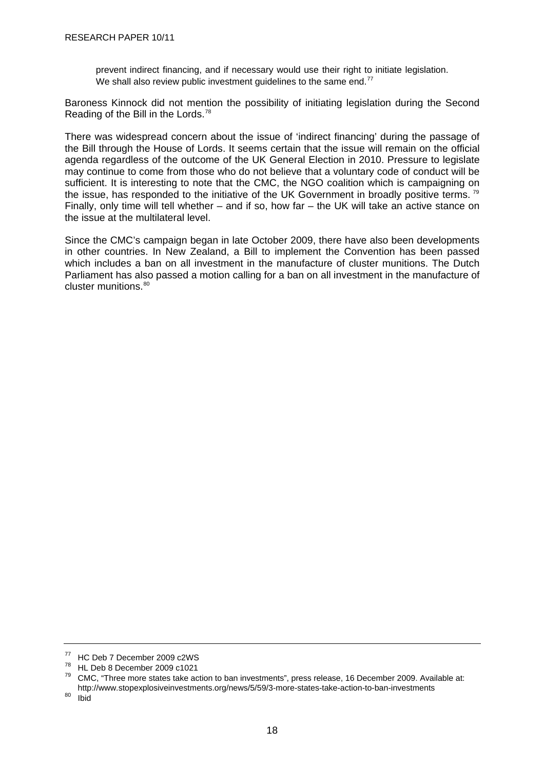> prevent indirect financing, and if necessary would use their right to initiate legislation. We shall also review public investment guidelines to the same end.[77]

Baroness Kinnock did not mention the possibility of initiating legislation during the Second Reading of the Bill in the Lords.[78]

There was widespread concern about the issue of 'indirect financing' during the passage of the Bill through the House of Lords. It seems certain that the issue will remain on the official agenda regardless of the outcome of the UK General Election in 2010. Pressure to legislate may continue to come from those who do not believe that a voluntary code of conduct will be sufficient. It is interesting to note that the CMC, the NGO coalition which is campaigning on the issue, has responded to the initiative of the UK Government in broadly positive terms.[79] Finally, only time will tell whether – and if so, how far – the UK will take an active stance on the issue at the multilateral level.

Since the CMC's campaign began in late October 2009, there have also been developments in other countries. In New Zealand, a Bill to implement the Convention has been passed which includes a ban on all investment in the manufacture of cluster munitions. The Dutch Parliament has also passed a motion calling for a ban on all investment in the manufacture of cluster munitions.[80]

---

[77] HC Deb 7 December 2009 c2WS

[78] HL Deb 8 December 2009 c1021

[79] CMC, "Three more states take action to ban investments", press release, 16 December 2009. Available at: http://www.stopexplosiveinvestments.org/news/5/59/3-more-states-take-action-to-ban-investments

[80] Ibid